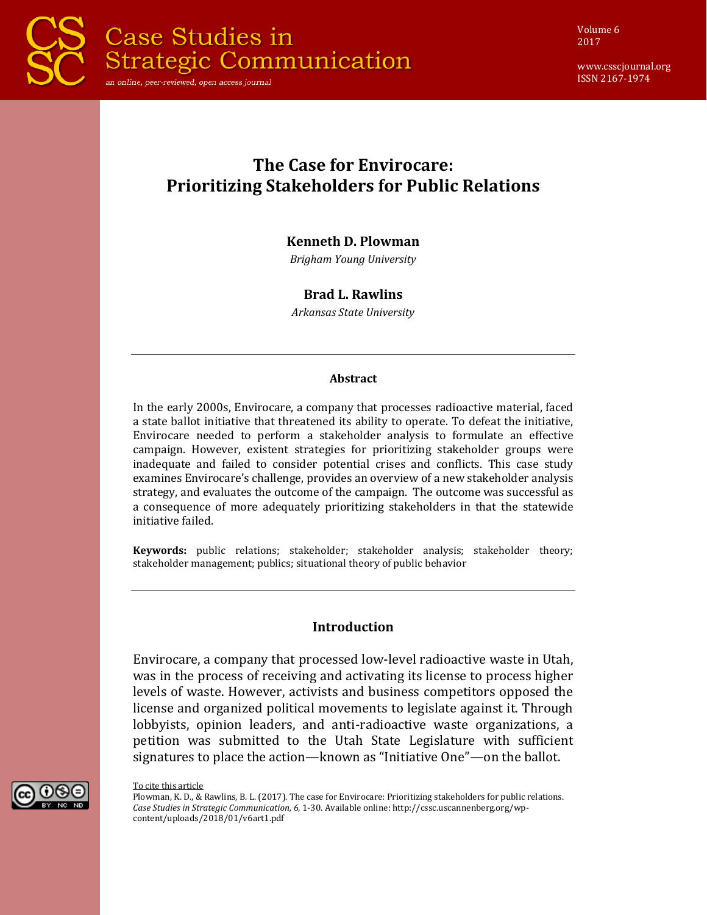# The Case for Envirocare: Prioritizing Stakeholders for Public Relations

**Kenneth D. Plowman**

*Brigham Young University*

**Brad L. Rawlins**

*Arkansas State University*

---

### Abstract

In the early 2000s, Envirocare, a company that processes radioactive material, faced a state ballot initiative that threatened its ability to operate. To defeat the initiative, Envirocare needed to perform a stakeholder analysis to formulate an effective campaign. However, existent strategies for prioritizing stakeholder groups were inadequate and failed to consider potential crises and conflicts. This case study examines Envirocare's challenge, provides an overview of a new stakeholder analysis strategy, and evaluates the outcome of the campaign. The outcome was successful as a consequence of more adequately prioritizing stakeholders in that the statewide initiative failed.

**Keywords:** public relations; stakeholder; stakeholder analysis; stakeholder theory; stakeholder management; publics; situational theory of public behavior

---

## Introduction

Envirocare, a company that processed low-level radioactive waste in Utah, was in the process of receiving and activating its license to process higher levels of waste. However, activists and business competitors opposed the license and organized political movements to legislate against it. Through lobbyists, opinion leaders, and anti-radioactive waste organizations, a petition was submitted to the Utah State Legislature with sufficient signatures to place the action—known as "Initiative One"—on the ballot.

To cite this article

Plowman, K. D., & Rawlins, B. L. (2017). The case for Envirocare: Prioritizing stakeholders for public relations. *Case Studies in Strategic Communication, 6,* 1-30. Available online: http://cssc.uscannenberg.org/wp-content/uploads/2018/01/v6art1.pdf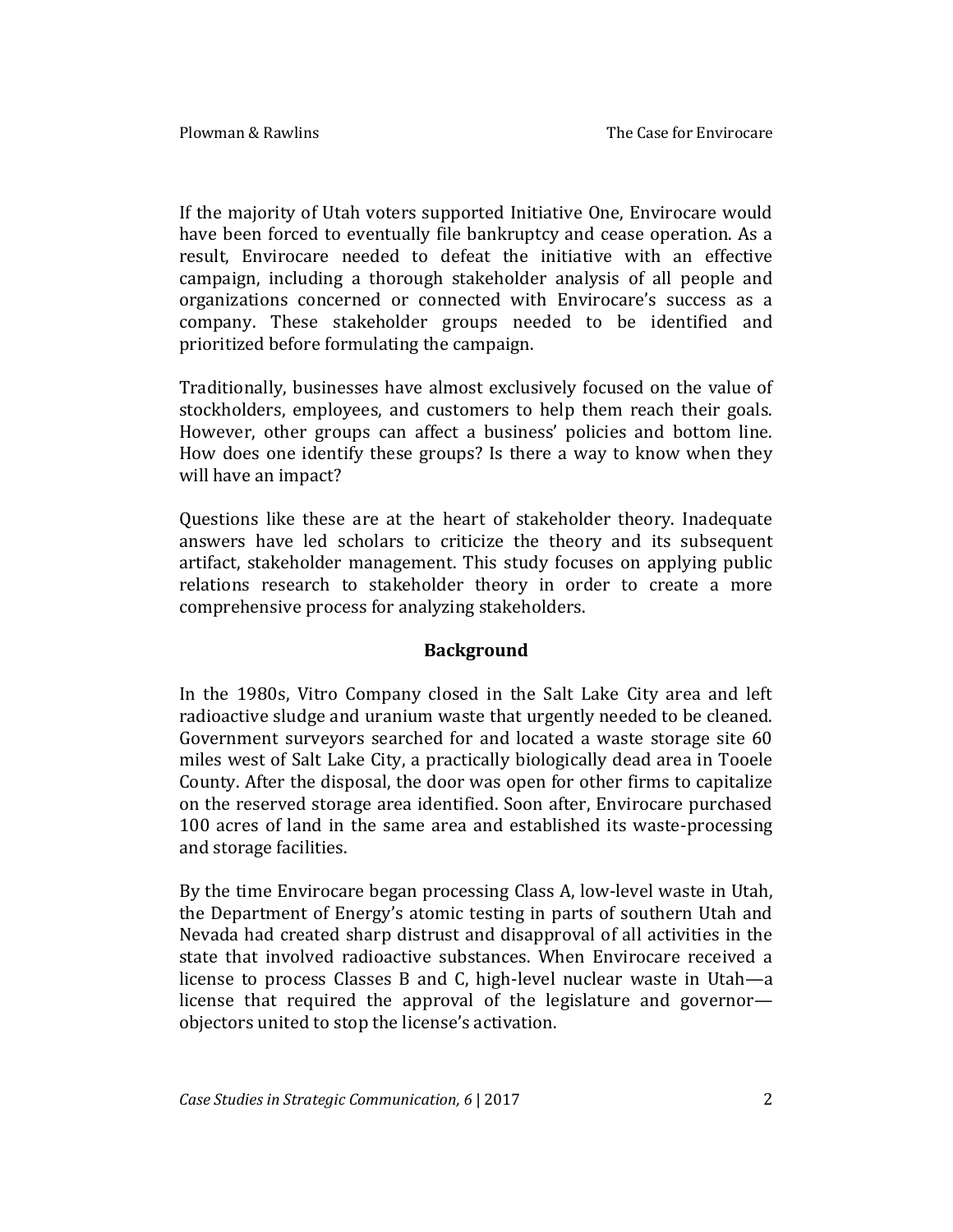If the majority of Utah voters supported Initiative One, Envirocare would have been forced to eventually file bankruptcy and cease operation. As a result, Envirocare needed to defeat the initiative with an effective campaign, including a thorough stakeholder analysis of all people and organizations concerned or connected with Envirocare's success as a company. These stakeholder groups needed to be identified and prioritized before formulating the campaign.

Traditionally, businesses have almost exclusively focused on the value of stockholders, employees, and customers to help them reach their goals. However, other groups can affect a business' policies and bottom line. How does one identify these groups? Is there a way to know when they will have an impact?

Questions like these are at the heart of stakeholder theory. Inadequate answers have led scholars to criticize the theory and its subsequent artifact, stakeholder management. This study focuses on applying public relations research to stakeholder theory in order to create a more comprehensive process for analyzing stakeholders.

## Background

In the 1980s, Vitro Company closed in the Salt Lake City area and left radioactive sludge and uranium waste that urgently needed to be cleaned. Government surveyors searched for and located a waste storage site 60 miles west of Salt Lake City, a practically biologically dead area in Tooele County. After the disposal, the door was open for other firms to capitalize on the reserved storage area identified. Soon after, Envirocare purchased 100 acres of land in the same area and established its waste-processing and storage facilities.

By the time Envirocare began processing Class A, low-level waste in Utah, the Department of Energy's atomic testing in parts of southern Utah and Nevada had created sharp distrust and disapproval of all activities in the state that involved radioactive substances. When Envirocare received a license to process Classes B and C, high-level nuclear waste in Utah—a license that required the approval of the legislature and governor—objectors united to stop the license's activation.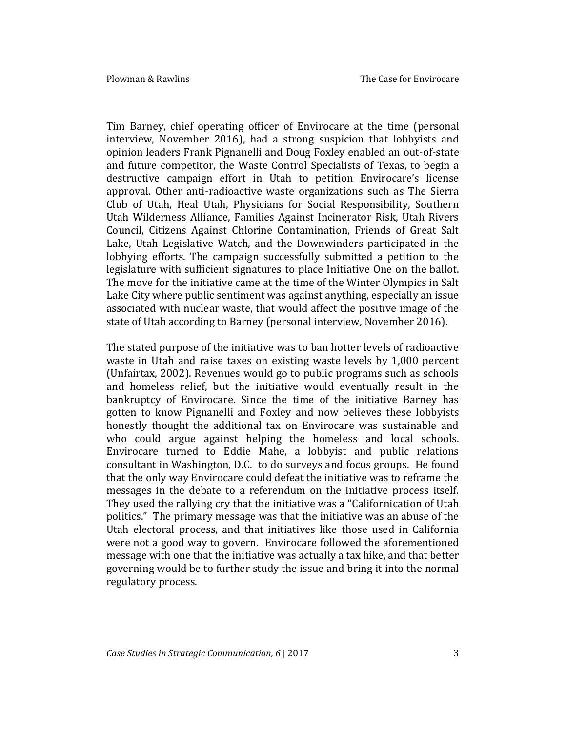Tim Barney, chief operating officer of Envirocare at the time (personal interview, November 2016), had a strong suspicion that lobbyists and opinion leaders Frank Pignanelli and Doug Foxley enabled an out-of-state and future competitor, the Waste Control Specialists of Texas, to begin a destructive campaign effort in Utah to petition Envirocare's license approval. Other anti-radioactive waste organizations such as The Sierra Club of Utah, Heal Utah, Physicians for Social Responsibility, Southern Utah Wilderness Alliance, Families Against Incinerator Risk, Utah Rivers Council, Citizens Against Chlorine Contamination, Friends of Great Salt Lake, Utah Legislative Watch, and the Downwinders participated in the lobbying efforts. The campaign successfully submitted a petition to the legislature with sufficient signatures to place Initiative One on the ballot. The move for the initiative came at the time of the Winter Olympics in Salt Lake City where public sentiment was against anything, especially an issue associated with nuclear waste, that would affect the positive image of the state of Utah according to Barney (personal interview, November 2016).

The stated purpose of the initiative was to ban hotter levels of radioactive waste in Utah and raise taxes on existing waste levels by 1,000 percent (Unfairtax, 2002). Revenues would go to public programs such as schools and homeless relief, but the initiative would eventually result in the bankruptcy of Envirocare. Since the time of the initiative Barney has gotten to know Pignanelli and Foxley and now believes these lobbyists honestly thought the additional tax on Envirocare was sustainable and who could argue against helping the homeless and local schools. Envirocare turned to Eddie Mahe, a lobbyist and public relations consultant in Washington, D.C. to do surveys and focus groups. He found that the only way Envirocare could defeat the initiative was to reframe the messages in the debate to a referendum on the initiative process itself. They used the rallying cry that the initiative was a "Californication of Utah politics." The primary message was that the initiative was an abuse of the Utah electoral process, and that initiatives like those used in California were not a good way to govern. Envirocare followed the aforementioned message with one that the initiative was actually a tax hike, and that better governing would be to further study the issue and bring it into the normal regulatory process.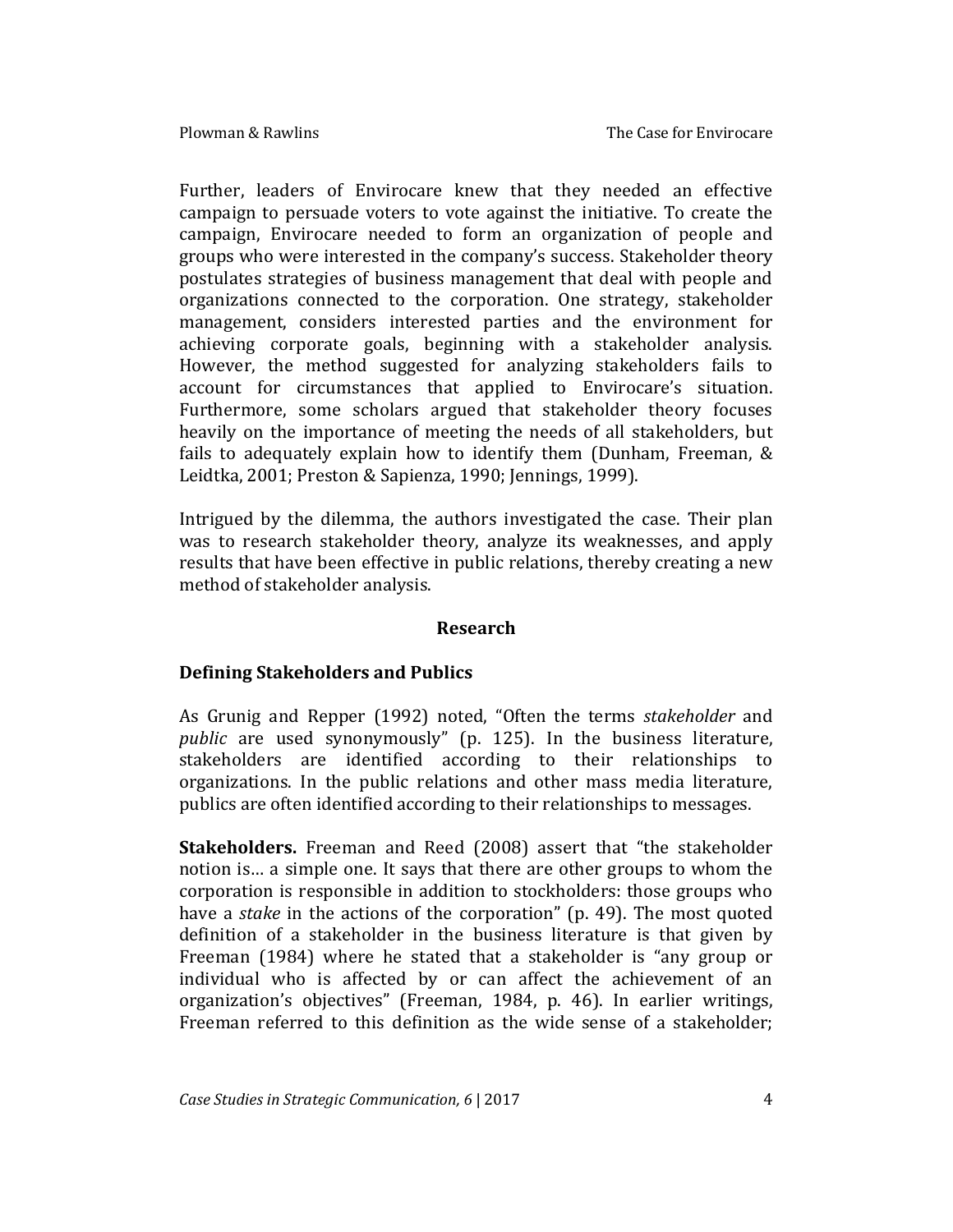Further, leaders of Envirocare knew that they needed an effective campaign to persuade voters to vote against the initiative. To create the campaign, Envirocare needed to form an organization of people and groups who were interested in the company's success. Stakeholder theory postulates strategies of business management that deal with people and organizations connected to the corporation. One strategy, stakeholder management, considers interested parties and the environment for achieving corporate goals, beginning with a stakeholder analysis. However, the method suggested for analyzing stakeholders fails to account for circumstances that applied to Envirocare's situation. Furthermore, some scholars argued that stakeholder theory focuses heavily on the importance of meeting the needs of all stakeholders, but fails to adequately explain how to identify them (Dunham, Freeman, & Leidtka, 2001; Preston & Sapienza, 1990; Jennings, 1999).

Intrigued by the dilemma, the authors investigated the case. Their plan was to research stakeholder theory, analyze its weaknesses, and apply results that have been effective in public relations, thereby creating a new method of stakeholder analysis.

## Research

### Defining Stakeholders and Publics

As Grunig and Repper (1992) noted, "Often the terms *stakeholder* and *public* are used synonymously" (p. 125). In the business literature, stakeholders are identified according to their relationships to organizations. In the public relations and other mass media literature, publics are often identified according to their relationships to messages.

**Stakeholders.** Freeman and Reed (2008) assert that "the stakeholder notion is… a simple one. It says that there are other groups to whom the corporation is responsible in addition to stockholders: those groups who have a *stake* in the actions of the corporation" (p. 49). The most quoted definition of a stakeholder in the business literature is that given by Freeman (1984) where he stated that a stakeholder is "any group or individual who is affected by or can affect the achievement of an organization's objectives" (Freeman, 1984, p. 46). In earlier writings, Freeman referred to this definition as the wide sense of a stakeholder;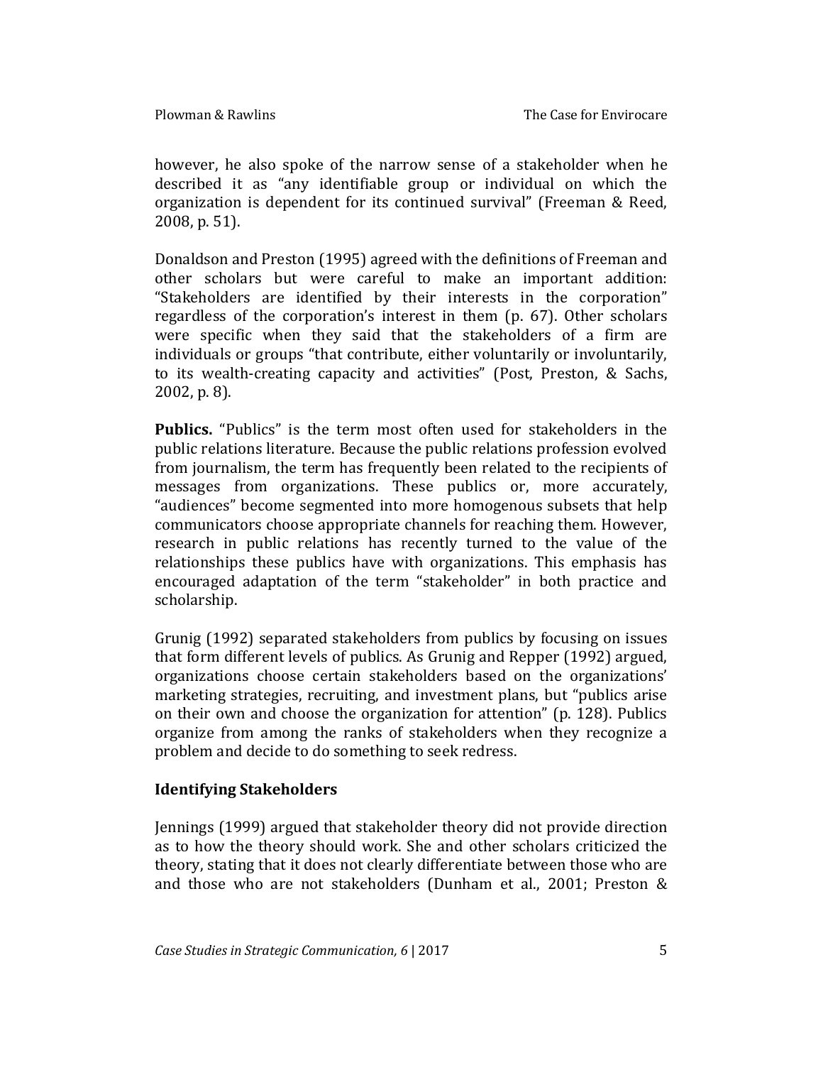however, he also spoke of the narrow sense of a stakeholder when he described it as "any identifiable group or individual on which the organization is dependent for its continued survival" (Freeman & Reed, 2008, p. 51).

Donaldson and Preston (1995) agreed with the definitions of Freeman and other scholars but were careful to make an important addition: "Stakeholders are identified by their interests in the corporation" regardless of the corporation's interest in them (p. 67). Other scholars were specific when they said that the stakeholders of a firm are individuals or groups "that contribute, either voluntarily or involuntarily, to its wealth-creating capacity and activities" (Post, Preston, & Sachs, 2002, p. 8).

**Publics.** "Publics" is the term most often used for stakeholders in the public relations literature. Because the public relations profession evolved from journalism, the term has frequently been related to the recipients of messages from organizations. These publics or, more accurately, "audiences" become segmented into more homogenous subsets that help communicators choose appropriate channels for reaching them. However, research in public relations has recently turned to the value of the relationships these publics have with organizations. This emphasis has encouraged adaptation of the term "stakeholder" in both practice and scholarship.

Grunig (1992) separated stakeholders from publics by focusing on issues that form different levels of publics. As Grunig and Repper (1992) argued, organizations choose certain stakeholders based on the organizations' marketing strategies, recruiting, and investment plans, but "publics arise on their own and choose the organization for attention" (p. 128). Publics organize from among the ranks of stakeholders when they recognize a problem and decide to do something to seek redress.

## Identifying Stakeholders

Jennings (1999) argued that stakeholder theory did not provide direction as to how the theory should work. She and other scholars criticized the theory, stating that it does not clearly differentiate between those who are and those who are not stakeholders (Dunham et al., 2001; Preston &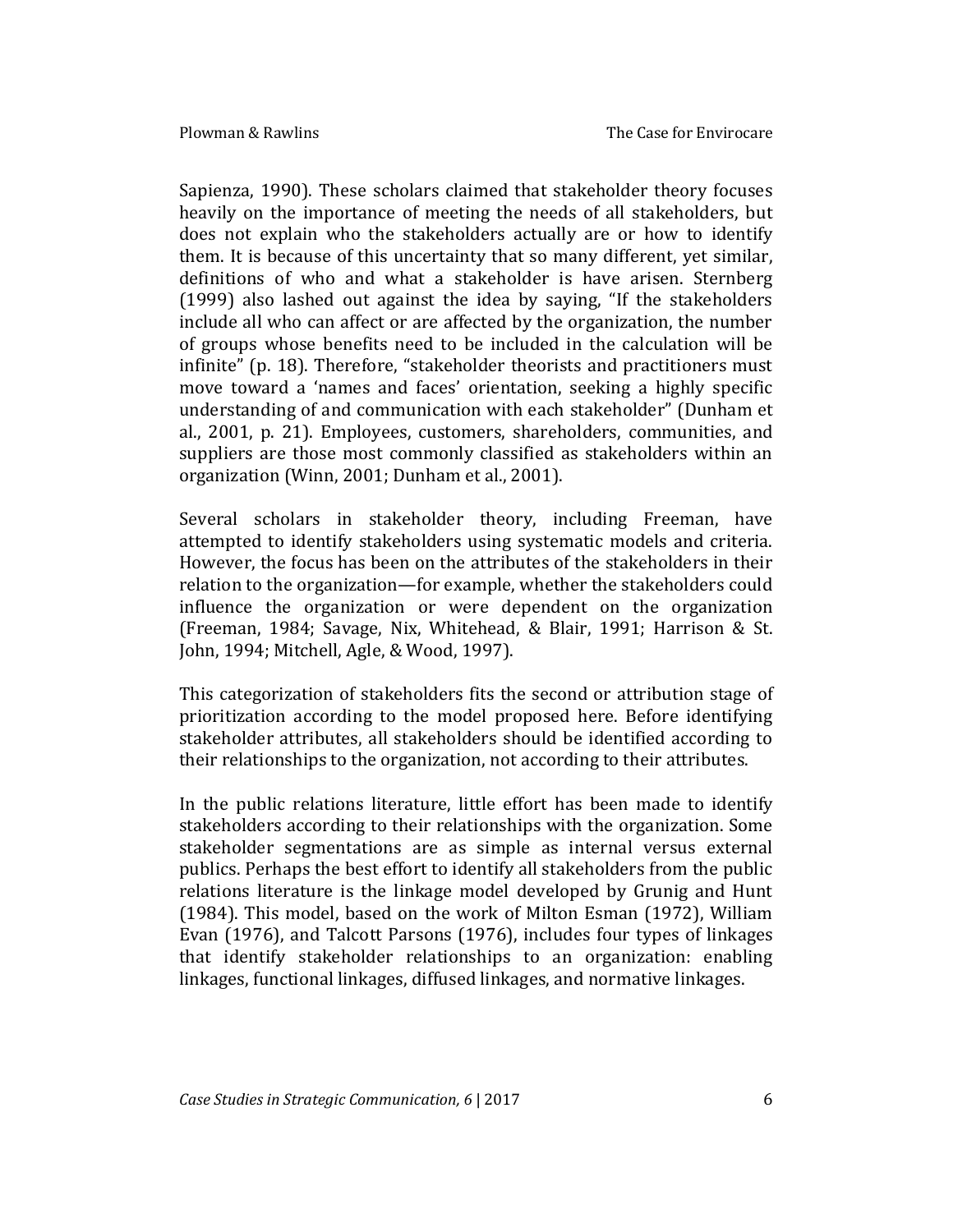Sapienza, 1990). These scholars claimed that stakeholder theory focuses heavily on the importance of meeting the needs of all stakeholders, but does not explain who the stakeholders actually are or how to identify them. It is because of this uncertainty that so many different, yet similar, definitions of who and what a stakeholder is have arisen. Sternberg (1999) also lashed out against the idea by saying, "If the stakeholders include all who can affect or are affected by the organization, the number of groups whose benefits need to be included in the calculation will be infinite" (p. 18). Therefore, "stakeholder theorists and practitioners must move toward a 'names and faces' orientation, seeking a highly specific understanding of and communication with each stakeholder" (Dunham et al., 2001, p. 21). Employees, customers, shareholders, communities, and suppliers are those most commonly classified as stakeholders within an organization (Winn, 2001; Dunham et al., 2001).

Several scholars in stakeholder theory, including Freeman, have attempted to identify stakeholders using systematic models and criteria. However, the focus has been on the attributes of the stakeholders in their relation to the organization—for example, whether the stakeholders could influence the organization or were dependent on the organization (Freeman, 1984; Savage, Nix, Whitehead, & Blair, 1991; Harrison & St. John, 1994; Mitchell, Agle, & Wood, 1997).

This categorization of stakeholders fits the second or attribution stage of prioritization according to the model proposed here. Before identifying stakeholder attributes, all stakeholders should be identified according to their relationships to the organization, not according to their attributes.

In the public relations literature, little effort has been made to identify stakeholders according to their relationships with the organization. Some stakeholder segmentations are as simple as internal versus external publics. Perhaps the best effort to identify all stakeholders from the public relations literature is the linkage model developed by Grunig and Hunt (1984). This model, based on the work of Milton Esman (1972), William Evan (1976), and Talcott Parsons (1976), includes four types of linkages that identify stakeholder relationships to an organization: enabling linkages, functional linkages, diffused linkages, and normative linkages.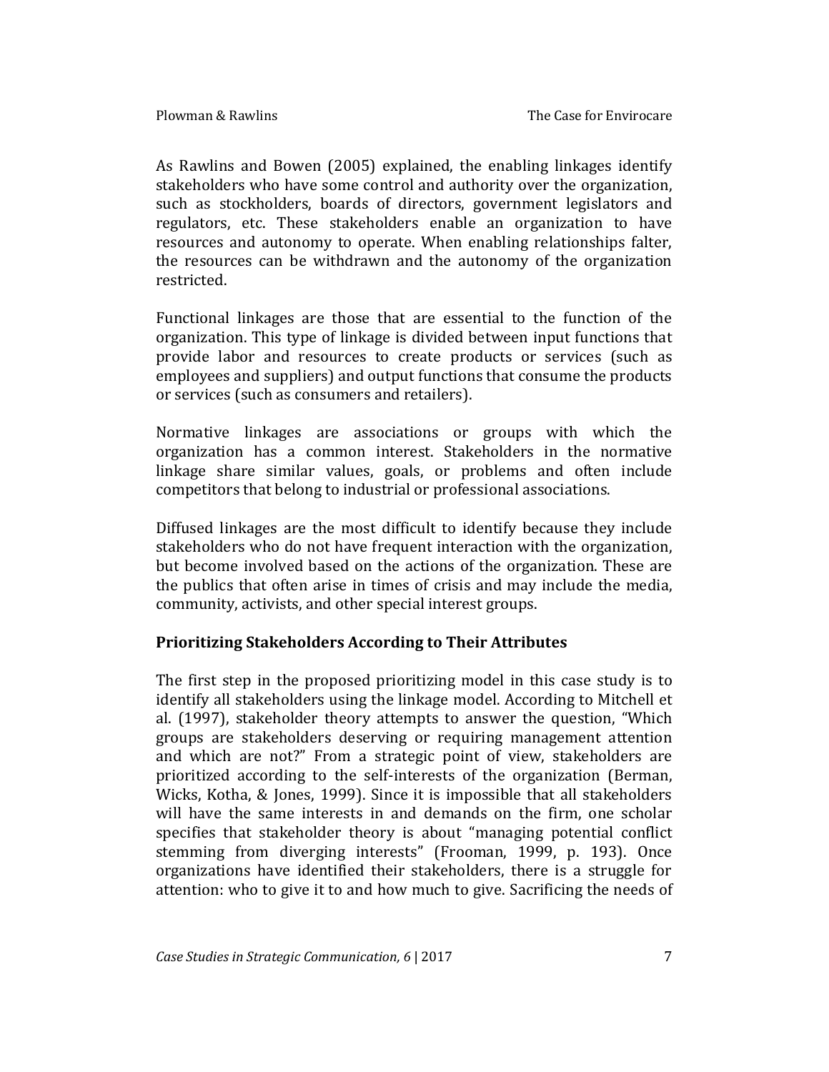As Rawlins and Bowen (2005) explained, the enabling linkages identify stakeholders who have some control and authority over the organization, such as stockholders, boards of directors, government legislators and regulators, etc. These stakeholders enable an organization to have resources and autonomy to operate. When enabling relationships falter, the resources can be withdrawn and the autonomy of the organization restricted.

Functional linkages are those that are essential to the function of the organization. This type of linkage is divided between input functions that provide labor and resources to create products or services (such as employees and suppliers) and output functions that consume the products or services (such as consumers and retailers).

Normative linkages are associations or groups with which the organization has a common interest. Stakeholders in the normative linkage share similar values, goals, or problems and often include competitors that belong to industrial or professional associations.

Diffused linkages are the most difficult to identify because they include stakeholders who do not have frequent interaction with the organization, but become involved based on the actions of the organization. These are the publics that often arise in times of crisis and may include the media, community, activists, and other special interest groups.

## Prioritizing Stakeholders According to Their Attributes

The first step in the proposed prioritizing model in this case study is to identify all stakeholders using the linkage model. According to Mitchell et al. (1997), stakeholder theory attempts to answer the question, "Which groups are stakeholders deserving or requiring management attention and which are not?" From a strategic point of view, stakeholders are prioritized according to the self-interests of the organization (Berman, Wicks, Kotha, & Jones, 1999). Since it is impossible that all stakeholders will have the same interests in and demands on the firm, one scholar specifies that stakeholder theory is about "managing potential conflict stemming from diverging interests" (Frooman, 1999, p. 193). Once organizations have identified their stakeholders, there is a struggle for attention: who to give it to and how much to give. Sacrificing the needs of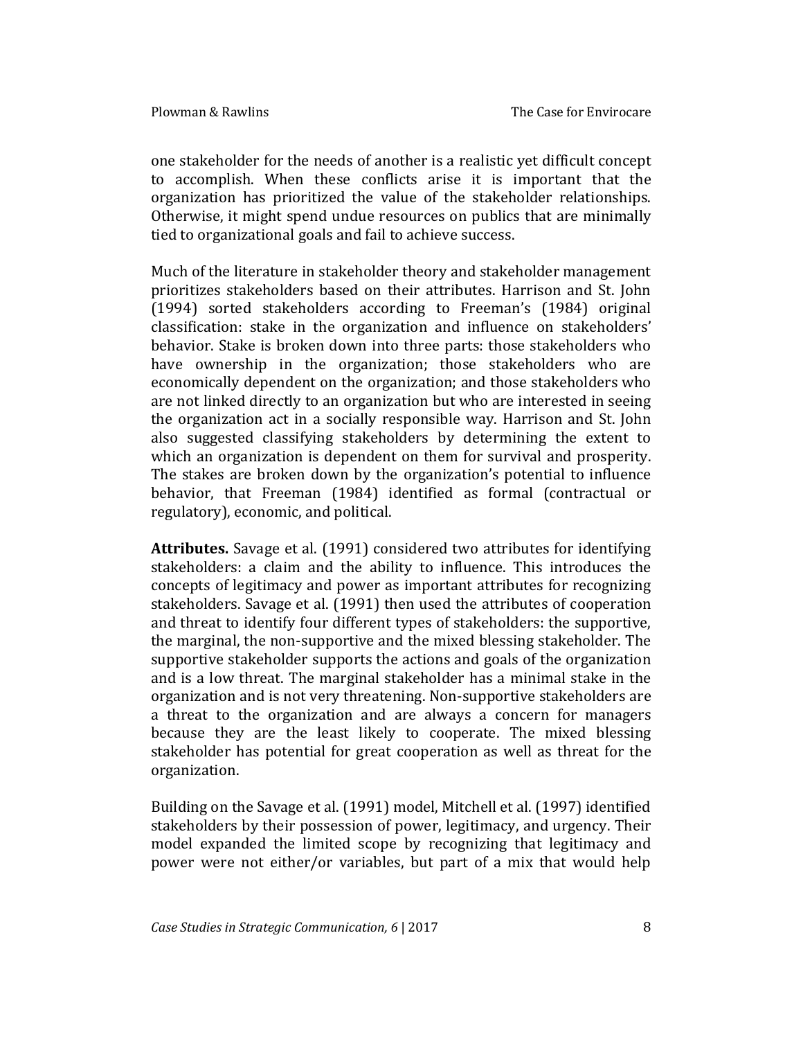one stakeholder for the needs of another is a realistic yet difficult concept to accomplish. When these conflicts arise it is important that the organization has prioritized the value of the stakeholder relationships. Otherwise, it might spend undue resources on publics that are minimally tied to organizational goals and fail to achieve success.

Much of the literature in stakeholder theory and stakeholder management prioritizes stakeholders based on their attributes. Harrison and St. John (1994) sorted stakeholders according to Freeman's (1984) original classification: stake in the organization and influence on stakeholders' behavior. Stake is broken down into three parts: those stakeholders who have ownership in the organization; those stakeholders who are economically dependent on the organization; and those stakeholders who are not linked directly to an organization but who are interested in seeing the organization act in a socially responsible way. Harrison and St. John also suggested classifying stakeholders by determining the extent to which an organization is dependent on them for survival and prosperity. The stakes are broken down by the organization's potential to influence behavior, that Freeman (1984) identified as formal (contractual or regulatory), economic, and political.

**Attributes.** Savage et al. (1991) considered two attributes for identifying stakeholders: a claim and the ability to influence. This introduces the concepts of legitimacy and power as important attributes for recognizing stakeholders. Savage et al. (1991) then used the attributes of cooperation and threat to identify four different types of stakeholders: the supportive, the marginal, the non-supportive and the mixed blessing stakeholder. The supportive stakeholder supports the actions and goals of the organization and is a low threat. The marginal stakeholder has a minimal stake in the organization and is not very threatening. Non-supportive stakeholders are a threat to the organization and are always a concern for managers because they are the least likely to cooperate. The mixed blessing stakeholder has potential for great cooperation as well as threat for the organization.

Building on the Savage et al. (1991) model, Mitchell et al. (1997) identified stakeholders by their possession of power, legitimacy, and urgency. Their model expanded the limited scope by recognizing that legitimacy and power were not either/or variables, but part of a mix that would help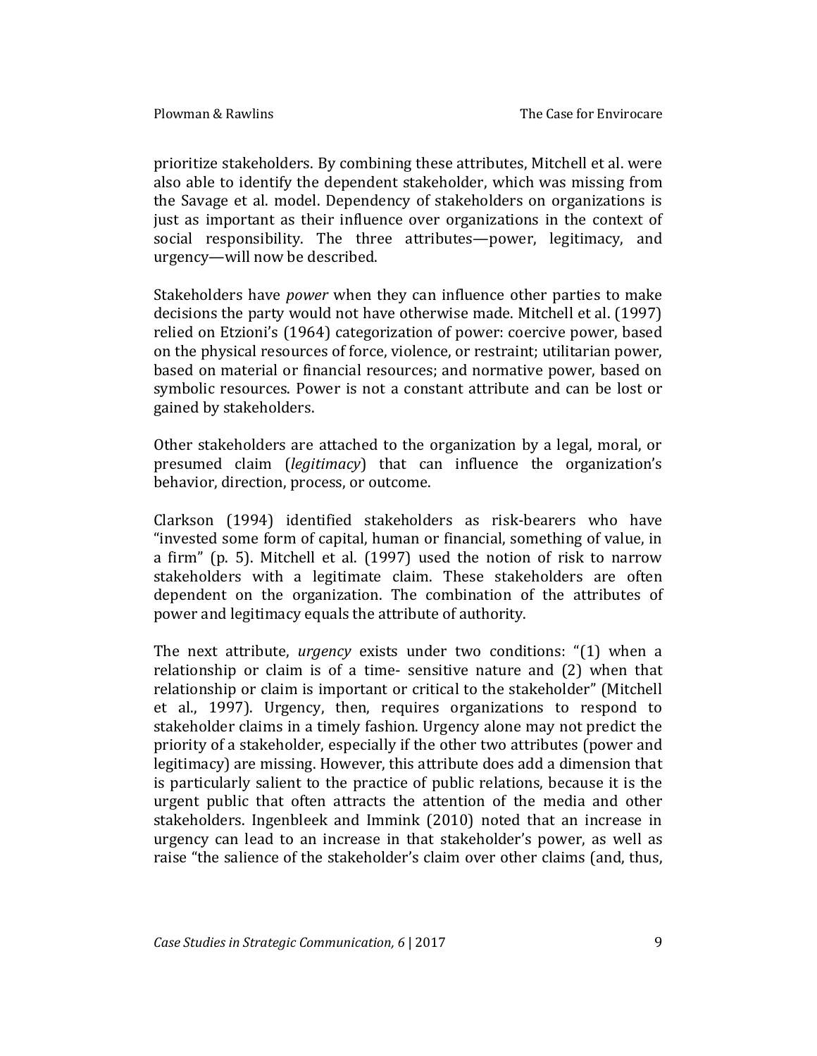prioritize stakeholders. By combining these attributes, Mitchell et al. were also able to identify the dependent stakeholder, which was missing from the Savage et al. model. Dependency of stakeholders on organizations is just as important as their influence over organizations in the context of social responsibility. The three attributes—power, legitimacy, and urgency—will now be described.

Stakeholders have *power* when they can influence other parties to make decisions the party would not have otherwise made. Mitchell et al. (1997) relied on Etzioni's (1964) categorization of power: coercive power, based on the physical resources of force, violence, or restraint; utilitarian power, based on material or financial resources; and normative power, based on symbolic resources. Power is not a constant attribute and can be lost or gained by stakeholders.

Other stakeholders are attached to the organization by a legal, moral, or presumed claim (*legitimacy*) that can influence the organization's behavior, direction, process, or outcome.

Clarkson (1994) identified stakeholders as risk-bearers who have "invested some form of capital, human or financial, something of value, in a firm" (p. 5). Mitchell et al. (1997) used the notion of risk to narrow stakeholders with a legitimate claim. These stakeholders are often dependent on the organization. The combination of the attributes of power and legitimacy equals the attribute of authority.

The next attribute, *urgency* exists under two conditions: "(1) when a relationship or claim is of a time- sensitive nature and (2) when that relationship or claim is important or critical to the stakeholder" (Mitchell et al., 1997). Urgency, then, requires organizations to respond to stakeholder claims in a timely fashion. Urgency alone may not predict the priority of a stakeholder, especially if the other two attributes (power and legitimacy) are missing. However, this attribute does add a dimension that is particularly salient to the practice of public relations, because it is the urgent public that often attracts the attention of the media and other stakeholders. Ingenbleek and Immink (2010) noted that an increase in urgency can lead to an increase in that stakeholder's power, as well as raise "the salience of the stakeholder's claim over other claims (and, thus,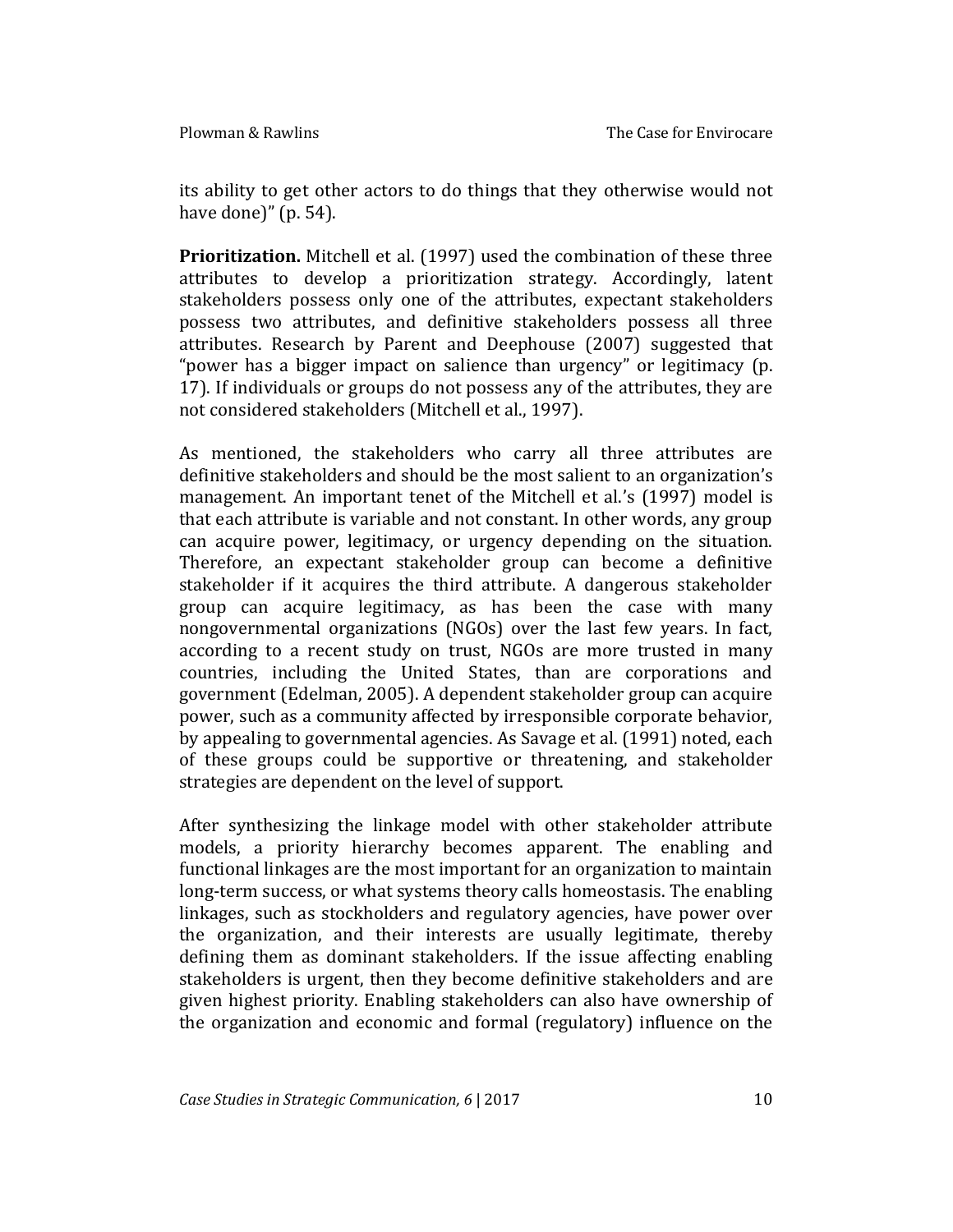its ability to get other actors to do things that they otherwise would not have done)" (p. 54).

**Prioritization.** Mitchell et al. (1997) used the combination of these three attributes to develop a prioritization strategy. Accordingly, latent stakeholders possess only one of the attributes, expectant stakeholders possess two attributes, and definitive stakeholders possess all three attributes. Research by Parent and Deephouse (2007) suggested that "power has a bigger impact on salience than urgency" or legitimacy (p. 17). If individuals or groups do not possess any of the attributes, they are not considered stakeholders (Mitchell et al., 1997).

As mentioned, the stakeholders who carry all three attributes are definitive stakeholders and should be the most salient to an organization's management. An important tenet of the Mitchell et al.'s (1997) model is that each attribute is variable and not constant. In other words, any group can acquire power, legitimacy, or urgency depending on the situation. Therefore, an expectant stakeholder group can become a definitive stakeholder if it acquires the third attribute. A dangerous stakeholder group can acquire legitimacy, as has been the case with many nongovernmental organizations (NGOs) over the last few years. In fact, according to a recent study on trust, NGOs are more trusted in many countries, including the United States, than are corporations and government (Edelman, 2005). A dependent stakeholder group can acquire power, such as a community affected by irresponsible corporate behavior, by appealing to governmental agencies. As Savage et al. (1991) noted, each of these groups could be supportive or threatening, and stakeholder strategies are dependent on the level of support.

After synthesizing the linkage model with other stakeholder attribute models, a priority hierarchy becomes apparent. The enabling and functional linkages are the most important for an organization to maintain long-term success, or what systems theory calls homeostasis. The enabling linkages, such as stockholders and regulatory agencies, have power over the organization, and their interests are usually legitimate, thereby defining them as dominant stakeholders. If the issue affecting enabling stakeholders is urgent, then they become definitive stakeholders and are given highest priority. Enabling stakeholders can also have ownership of the organization and economic and formal (regulatory) influence on the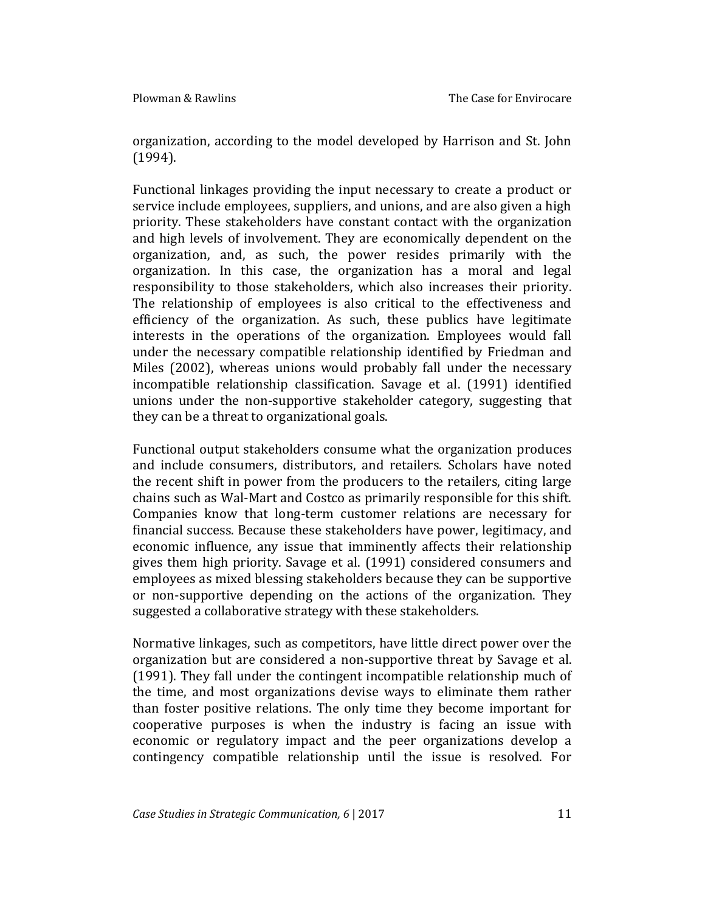organization, according to the model developed by Harrison and St. John (1994).

Functional linkages providing the input necessary to create a product or service include employees, suppliers, and unions, and are also given a high priority. These stakeholders have constant contact with the organization and high levels of involvement. They are economically dependent on the organization, and, as such, the power resides primarily with the organization. In this case, the organization has a moral and legal responsibility to those stakeholders, which also increases their priority. The relationship of employees is also critical to the effectiveness and efficiency of the organization. As such, these publics have legitimate interests in the operations of the organization. Employees would fall under the necessary compatible relationship identified by Friedman and Miles (2002), whereas unions would probably fall under the necessary incompatible relationship classification. Savage et al. (1991) identified unions under the non-supportive stakeholder category, suggesting that they can be a threat to organizational goals.

Functional output stakeholders consume what the organization produces and include consumers, distributors, and retailers. Scholars have noted the recent shift in power from the producers to the retailers, citing large chains such as Wal-Mart and Costco as primarily responsible for this shift. Companies know that long-term customer relations are necessary for financial success. Because these stakeholders have power, legitimacy, and economic influence, any issue that imminently affects their relationship gives them high priority. Savage et al. (1991) considered consumers and employees as mixed blessing stakeholders because they can be supportive or non-supportive depending on the actions of the organization. They suggested a collaborative strategy with these stakeholders.

Normative linkages, such as competitors, have little direct power over the organization but are considered a non-supportive threat by Savage et al. (1991). They fall under the contingent incompatible relationship much of the time, and most organizations devise ways to eliminate them rather than foster positive relations. The only time they become important for cooperative purposes is when the industry is facing an issue with economic or regulatory impact and the peer organizations develop a contingency compatible relationship until the issue is resolved. For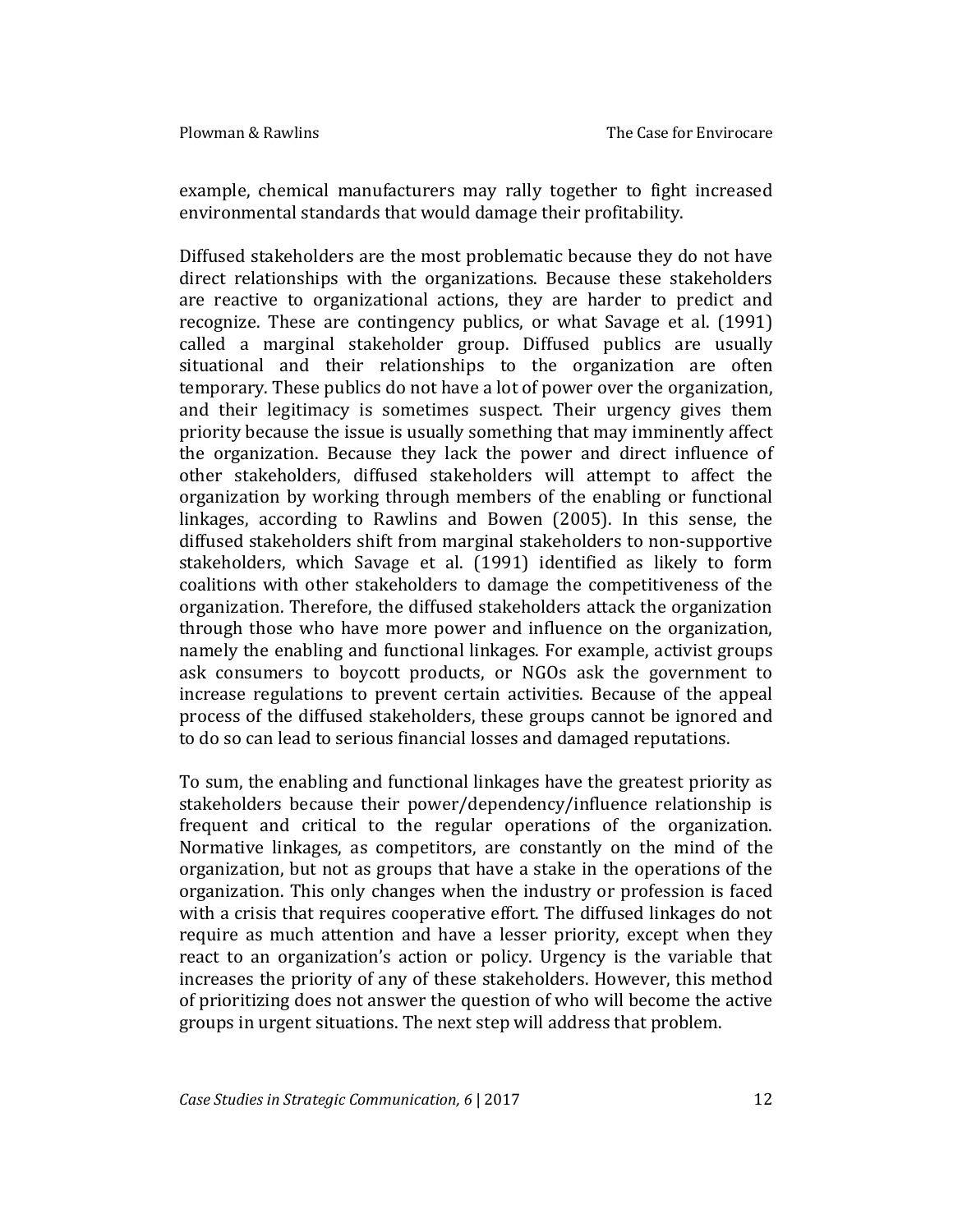example, chemical manufacturers may rally together to fight increased environmental standards that would damage their profitability.

Diffused stakeholders are the most problematic because they do not have direct relationships with the organizations. Because these stakeholders are reactive to organizational actions, they are harder to predict and recognize. These are contingency publics, or what Savage et al. (1991) called a marginal stakeholder group. Diffused publics are usually situational and their relationships to the organization are often temporary. These publics do not have a lot of power over the organization, and their legitimacy is sometimes suspect. Their urgency gives them priority because the issue is usually something that may imminently affect the organization. Because they lack the power and direct influence of other stakeholders, diffused stakeholders will attempt to affect the organization by working through members of the enabling or functional linkages, according to Rawlins and Bowen (2005). In this sense, the diffused stakeholders shift from marginal stakeholders to non-supportive stakeholders, which Savage et al. (1991) identified as likely to form coalitions with other stakeholders to damage the competitiveness of the organization. Therefore, the diffused stakeholders attack the organization through those who have more power and influence on the organization, namely the enabling and functional linkages. For example, activist groups ask consumers to boycott products, or NGOs ask the government to increase regulations to prevent certain activities. Because of the appeal process of the diffused stakeholders, these groups cannot be ignored and to do so can lead to serious financial losses and damaged reputations.

To sum, the enabling and functional linkages have the greatest priority as stakeholders because their power/dependency/influence relationship is frequent and critical to the regular operations of the organization. Normative linkages, as competitors, are constantly on the mind of the organization, but not as groups that have a stake in the operations of the organization. This only changes when the industry or profession is faced with a crisis that requires cooperative effort. The diffused linkages do not require as much attention and have a lesser priority, except when they react to an organization's action or policy. Urgency is the variable that increases the priority of any of these stakeholders. However, this method of prioritizing does not answer the question of who will become the active groups in urgent situations. The next step will address that problem.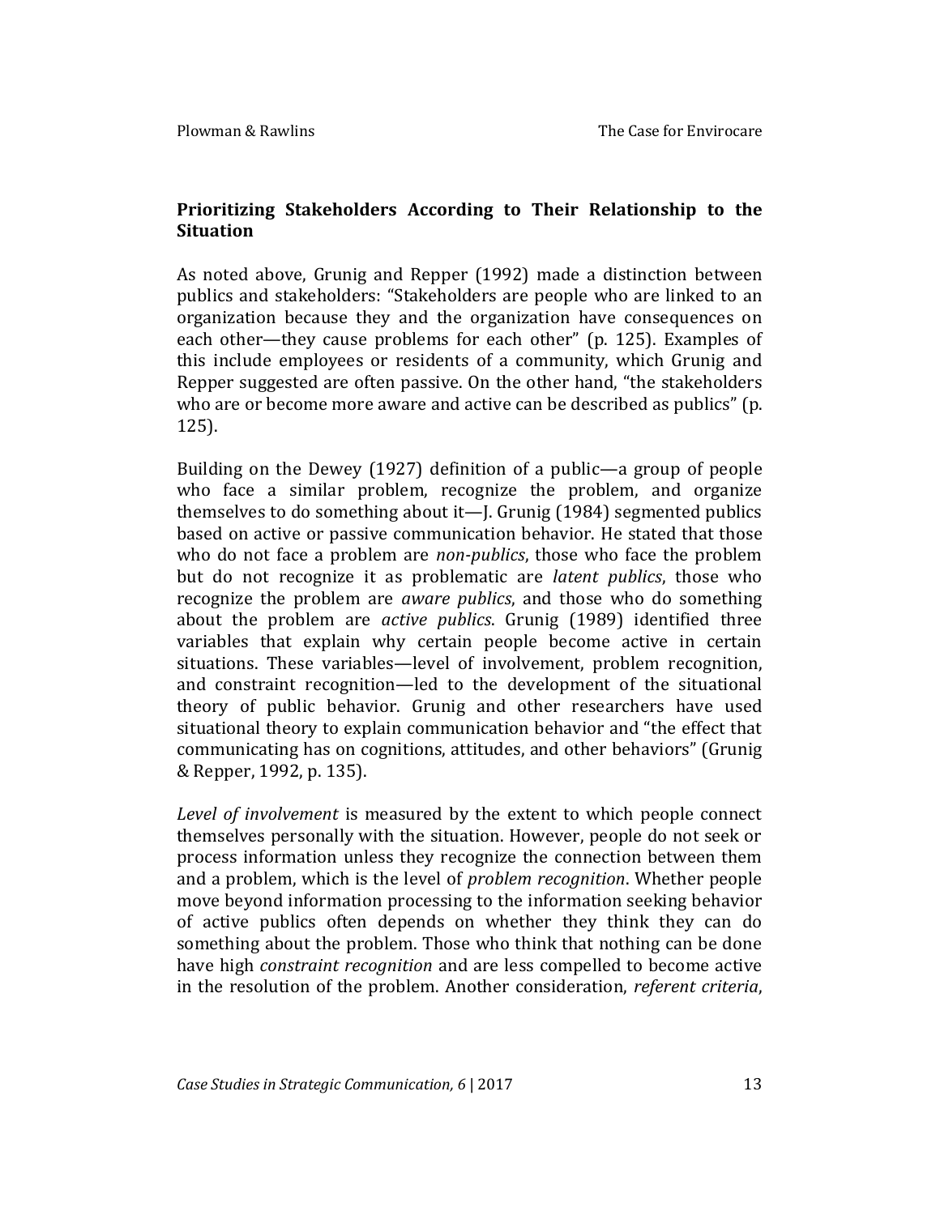## Prioritizing Stakeholders According to Their Relationship to the Situation

As noted above, Grunig and Repper (1992) made a distinction between publics and stakeholders: "Stakeholders are people who are linked to an organization because they and the organization have consequences on each other—they cause problems for each other" (p. 125). Examples of this include employees or residents of a community, which Grunig and Repper suggested are often passive. On the other hand, "the stakeholders who are or become more aware and active can be described as publics" (p. 125).

Building on the Dewey (1927) definition of a public—a group of people who face a similar problem, recognize the problem, and organize themselves to do something about it—J. Grunig (1984) segmented publics based on active or passive communication behavior. He stated that those who do not face a problem are *non-publics*, those who face the problem but do not recognize it as problematic are *latent publics*, those who recognize the problem are *aware publics*, and those who do something about the problem are *active publics*. Grunig (1989) identified three variables that explain why certain people become active in certain situations. These variables—level of involvement, problem recognition, and constraint recognition—led to the development of the situational theory of public behavior. Grunig and other researchers have used situational theory to explain communication behavior and "the effect that communicating has on cognitions, attitudes, and other behaviors" (Grunig & Repper, 1992, p. 135).

*Level of involvement* is measured by the extent to which people connect themselves personally with the situation. However, people do not seek or process information unless they recognize the connection between them and a problem, which is the level of *problem recognition*. Whether people move beyond information processing to the information seeking behavior of active publics often depends on whether they think they can do something about the problem. Those who think that nothing can be done have high *constraint recognition* and are less compelled to become active in the resolution of the problem. Another consideration, *referent criteria*,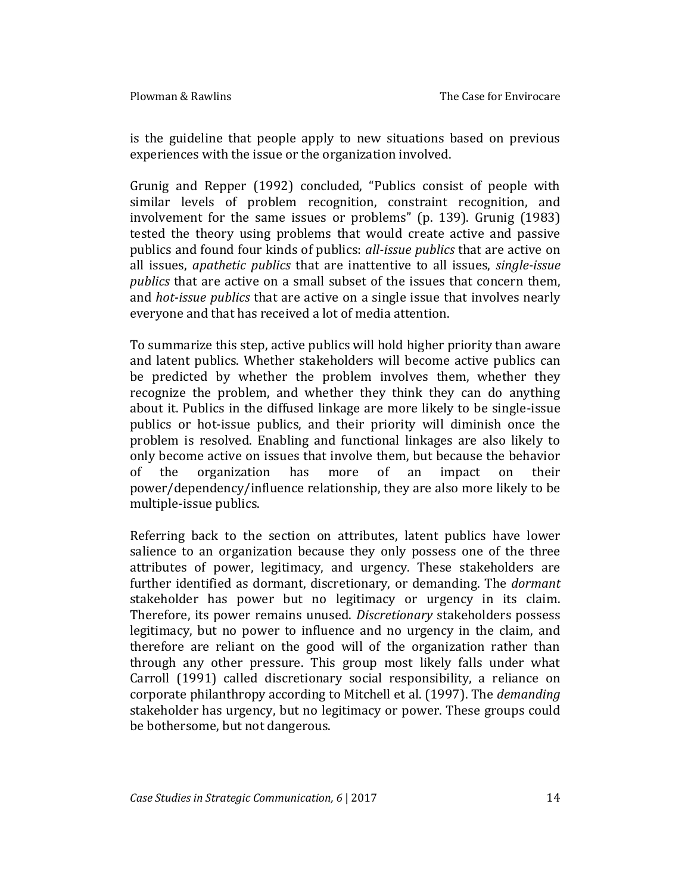is the guideline that people apply to new situations based on previous experiences with the issue or the organization involved.

Grunig and Repper (1992) concluded, "Publics consist of people with similar levels of problem recognition, constraint recognition, and involvement for the same issues or problems" (p. 139). Grunig (1983) tested the theory using problems that would create active and passive publics and found four kinds of publics: *all-issue publics* that are active on all issues, *apathetic publics* that are inattentive to all issues, *single-issue publics* that are active on a small subset of the issues that concern them, and *hot-issue publics* that are active on a single issue that involves nearly everyone and that has received a lot of media attention.

To summarize this step, active publics will hold higher priority than aware and latent publics. Whether stakeholders will become active publics can be predicted by whether the problem involves them, whether they recognize the problem, and whether they think they can do anything about it. Publics in the diffused linkage are more likely to be single-issue publics or hot-issue publics, and their priority will diminish once the problem is resolved. Enabling and functional linkages are also likely to only become active on issues that involve them, but because the behavior of the organization has more of an impact on their power/dependency/influence relationship, they are also more likely to be multiple-issue publics.

Referring back to the section on attributes, latent publics have lower salience to an organization because they only possess one of the three attributes of power, legitimacy, and urgency. These stakeholders are further identified as dormant, discretionary, or demanding. The *dormant* stakeholder has power but no legitimacy or urgency in its claim. Therefore, its power remains unused. *Discretionary* stakeholders possess legitimacy, but no power to influence and no urgency in the claim, and therefore are reliant on the good will of the organization rather than through any other pressure. This group most likely falls under what Carroll (1991) called discretionary social responsibility, a reliance on corporate philanthropy according to Mitchell et al. (1997). The *demanding* stakeholder has urgency, but no legitimacy or power. These groups could be bothersome, but not dangerous.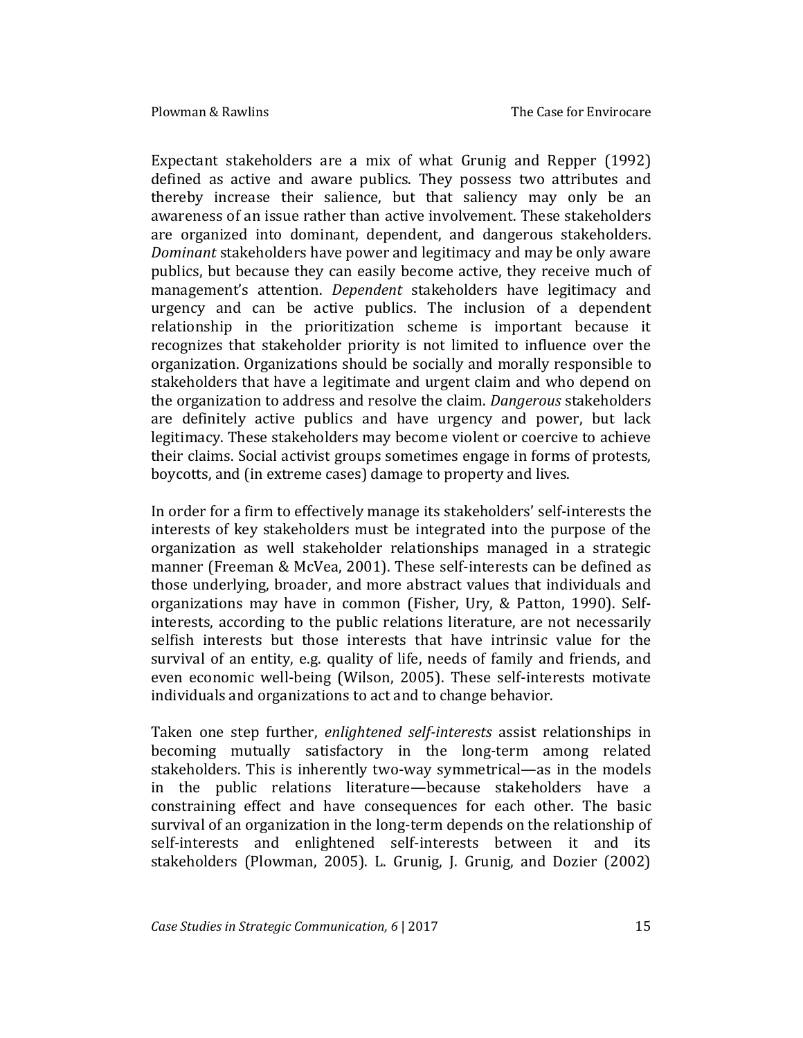Expectant stakeholders are a mix of what Grunig and Repper (1992) defined as active and aware publics. They possess two attributes and thereby increase their salience, but that saliency may only be an awareness of an issue rather than active involvement. These stakeholders are organized into dominant, dependent, and dangerous stakeholders. *Dominant* stakeholders have power and legitimacy and may be only aware publics, but because they can easily become active, they receive much of management's attention. *Dependent* stakeholders have legitimacy and urgency and can be active publics. The inclusion of a dependent relationship in the prioritization scheme is important because it recognizes that stakeholder priority is not limited to influence over the organization. Organizations should be socially and morally responsible to stakeholders that have a legitimate and urgent claim and who depend on the organization to address and resolve the claim. *Dangerous* stakeholders are definitely active publics and have urgency and power, but lack legitimacy. These stakeholders may become violent or coercive to achieve their claims. Social activist groups sometimes engage in forms of protests, boycotts, and (in extreme cases) damage to property and lives.

In order for a firm to effectively manage its stakeholders' self-interests the interests of key stakeholders must be integrated into the purpose of the organization as well stakeholder relationships managed in a strategic manner (Freeman & McVea, 2001). These self-interests can be defined as those underlying, broader, and more abstract values that individuals and organizations may have in common (Fisher, Ury, & Patton, 1990). Self-interests, according to the public relations literature, are not necessarily selfish interests but those interests that have intrinsic value for the survival of an entity, e.g. quality of life, needs of family and friends, and even economic well-being (Wilson, 2005). These self-interests motivate individuals and organizations to act and to change behavior.

Taken one step further, *enlightened self-interests* assist relationships in becoming mutually satisfactory in the long-term among related stakeholders. This is inherently two-way symmetrical—as in the models in the public relations literature—because stakeholders have a constraining effect and have consequences for each other. The basic survival of an organization in the long-term depends on the relationship of self-interests and enlightened self-interests between it and its stakeholders (Plowman, 2005). L. Grunig, J. Grunig, and Dozier (2002)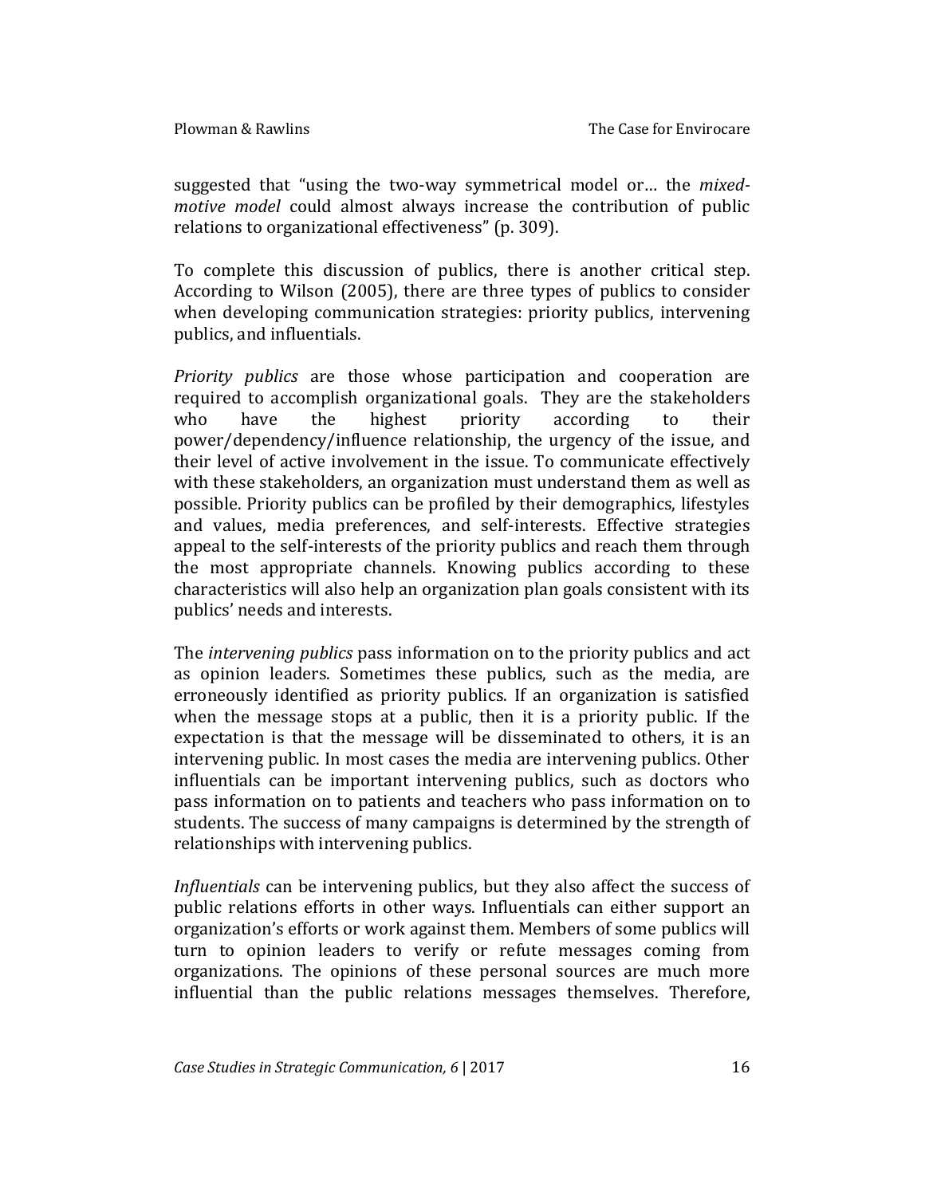suggested that "using the two-way symmetrical model or… the *mixed-motive model* could almost always increase the contribution of public relations to organizational effectiveness" (p. 309).

To complete this discussion of publics, there is another critical step. According to Wilson (2005), there are three types of publics to consider when developing communication strategies: priority publics, intervening publics, and influentials.

*Priority publics* are those whose participation and cooperation are required to accomplish organizational goals. They are the stakeholders who have the highest priority according to their power/dependency/influence relationship, the urgency of the issue, and their level of active involvement in the issue. To communicate effectively with these stakeholders, an organization must understand them as well as possible. Priority publics can be profiled by their demographics, lifestyles and values, media preferences, and self-interests. Effective strategies appeal to the self-interests of the priority publics and reach them through the most appropriate channels. Knowing publics according to these characteristics will also help an organization plan goals consistent with its publics' needs and interests.

The *intervening publics* pass information on to the priority publics and act as opinion leaders. Sometimes these publics, such as the media, are erroneously identified as priority publics. If an organization is satisfied when the message stops at a public, then it is a priority public. If the expectation is that the message will be disseminated to others, it is an intervening public. In most cases the media are intervening publics. Other influentials can be important intervening publics, such as doctors who pass information on to patients and teachers who pass information on to students. The success of many campaigns is determined by the strength of relationships with intervening publics.

*Influentials* can be intervening publics, but they also affect the success of public relations efforts in other ways. Influentials can either support an organization's efforts or work against them. Members of some publics will turn to opinion leaders to verify or refute messages coming from organizations. The opinions of these personal sources are much more influential than the public relations messages themselves. Therefore,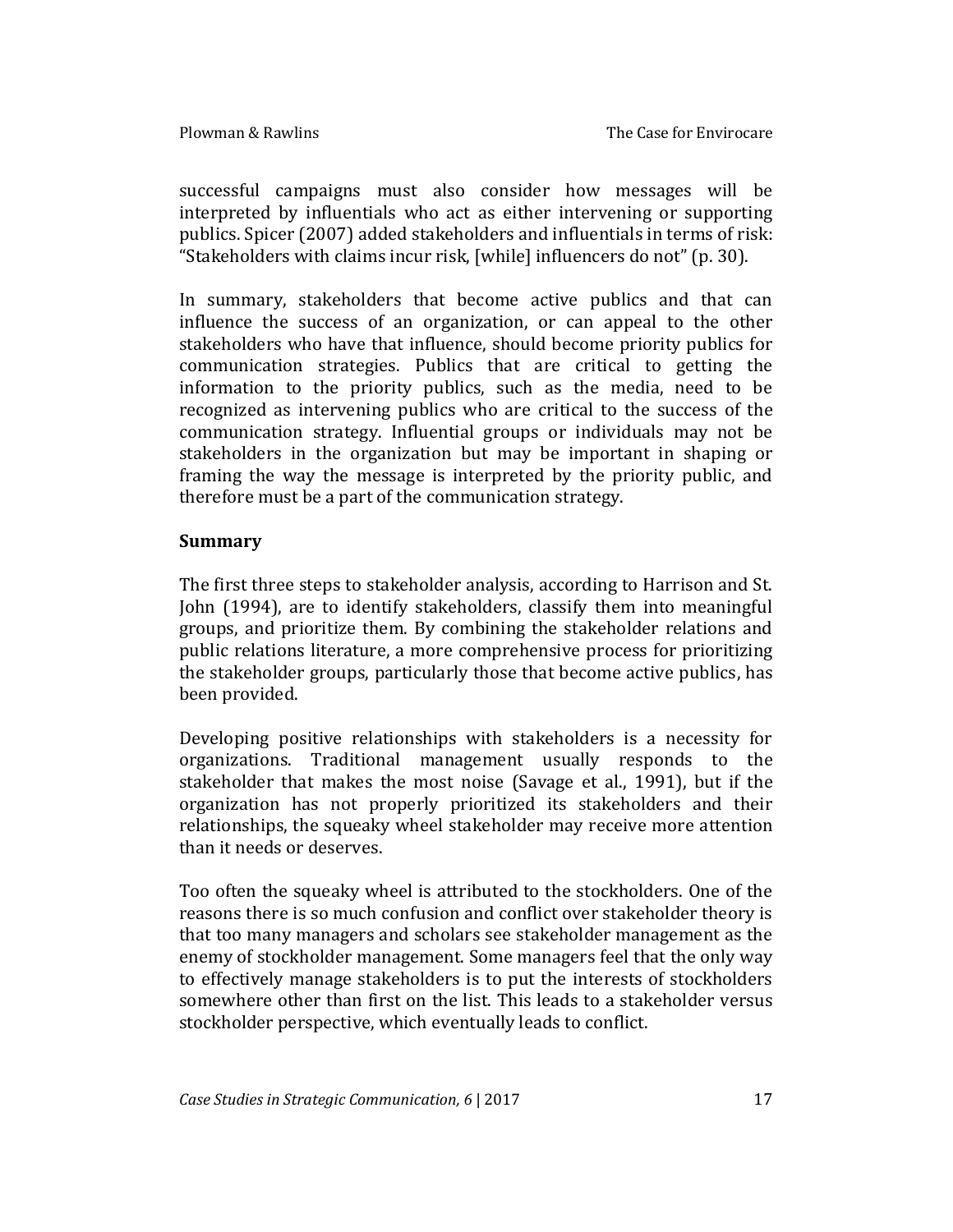successful campaigns must also consider how messages will be interpreted by influentials who act as either intervening or supporting publics. Spicer (2007) added stakeholders and influentials in terms of risk: "Stakeholders with claims incur risk, [while] influencers do not" (p. 30).

In summary, stakeholders that become active publics and that can influence the success of an organization, or can appeal to the other stakeholders who have that influence, should become priority publics for communication strategies. Publics that are critical to getting the information to the priority publics, such as the media, need to be recognized as intervening publics who are critical to the success of the communication strategy. Influential groups or individuals may not be stakeholders in the organization but may be important in shaping or framing the way the message is interpreted by the priority public, and therefore must be a part of the communication strategy.

## Summary

The first three steps to stakeholder analysis, according to Harrison and St. John (1994), are to identify stakeholders, classify them into meaningful groups, and prioritize them. By combining the stakeholder relations and public relations literature, a more comprehensive process for prioritizing the stakeholder groups, particularly those that become active publics, has been provided.

Developing positive relationships with stakeholders is a necessity for organizations. Traditional management usually responds to the stakeholder that makes the most noise (Savage et al., 1991), but if the organization has not properly prioritized its stakeholders and their relationships, the squeaky wheel stakeholder may receive more attention than it needs or deserves.

Too often the squeaky wheel is attributed to the stockholders. One of the reasons there is so much confusion and conflict over stakeholder theory is that too many managers and scholars see stakeholder management as the enemy of stockholder management. Some managers feel that the only way to effectively manage stakeholders is to put the interests of stockholders somewhere other than first on the list. This leads to a stakeholder versus stockholder perspective, which eventually leads to conflict.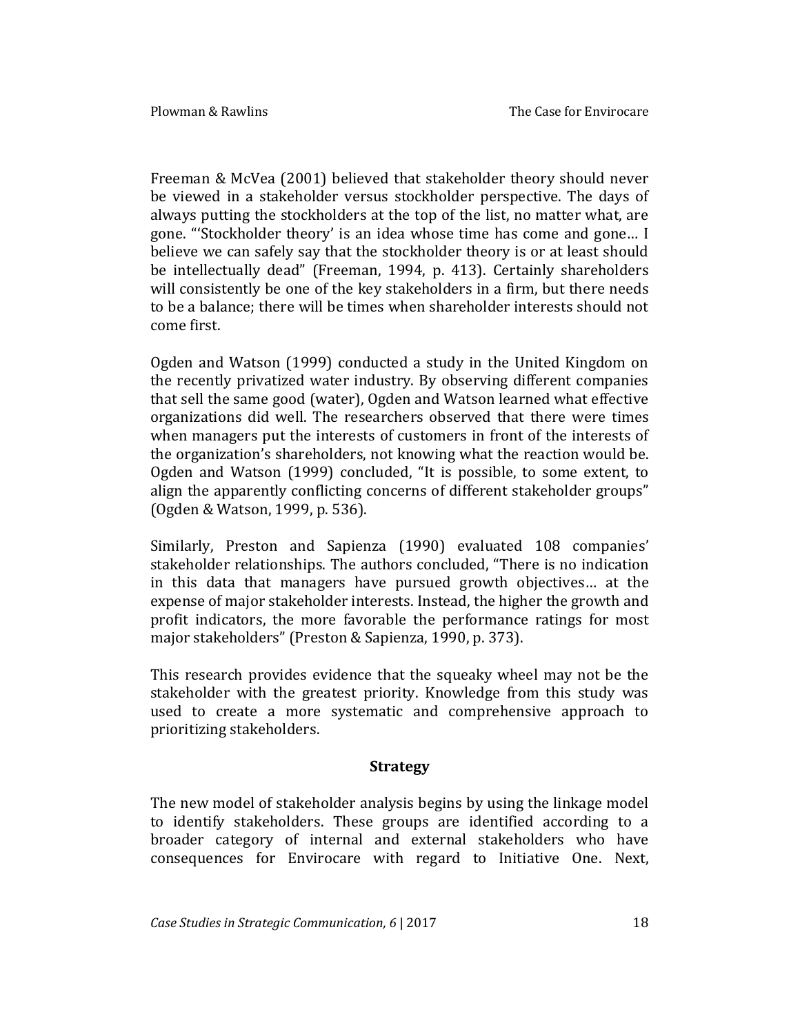Freeman & McVea (2001) believed that stakeholder theory should never be viewed in a stakeholder versus stockholder perspective. The days of always putting the stockholders at the top of the list, no matter what, are gone. "'Stockholder theory' is an idea whose time has come and gone… I believe we can safely say that the stockholder theory is or at least should be intellectually dead" (Freeman, 1994, p. 413). Certainly shareholders will consistently be one of the key stakeholders in a firm, but there needs to be a balance; there will be times when shareholder interests should not come first.

Ogden and Watson (1999) conducted a study in the United Kingdom on the recently privatized water industry. By observing different companies that sell the same good (water), Ogden and Watson learned what effective organizations did well. The researchers observed that there were times when managers put the interests of customers in front of the interests of the organization's shareholders, not knowing what the reaction would be. Ogden and Watson (1999) concluded, "It is possible, to some extent, to align the apparently conflicting concerns of different stakeholder groups" (Ogden & Watson, 1999, p. 536).

Similarly, Preston and Sapienza (1990) evaluated 108 companies' stakeholder relationships. The authors concluded, "There is no indication in this data that managers have pursued growth objectives… at the expense of major stakeholder interests. Instead, the higher the growth and profit indicators, the more favorable the performance ratings for most major stakeholders" (Preston & Sapienza, 1990, p. 373).

This research provides evidence that the squeaky wheel may not be the stakeholder with the greatest priority. Knowledge from this study was used to create a more systematic and comprehensive approach to prioritizing stakeholders.

## Strategy

The new model of stakeholder analysis begins by using the linkage model to identify stakeholders. These groups are identified according to a broader category of internal and external stakeholders who have consequences for Envirocare with regard to Initiative One. Next,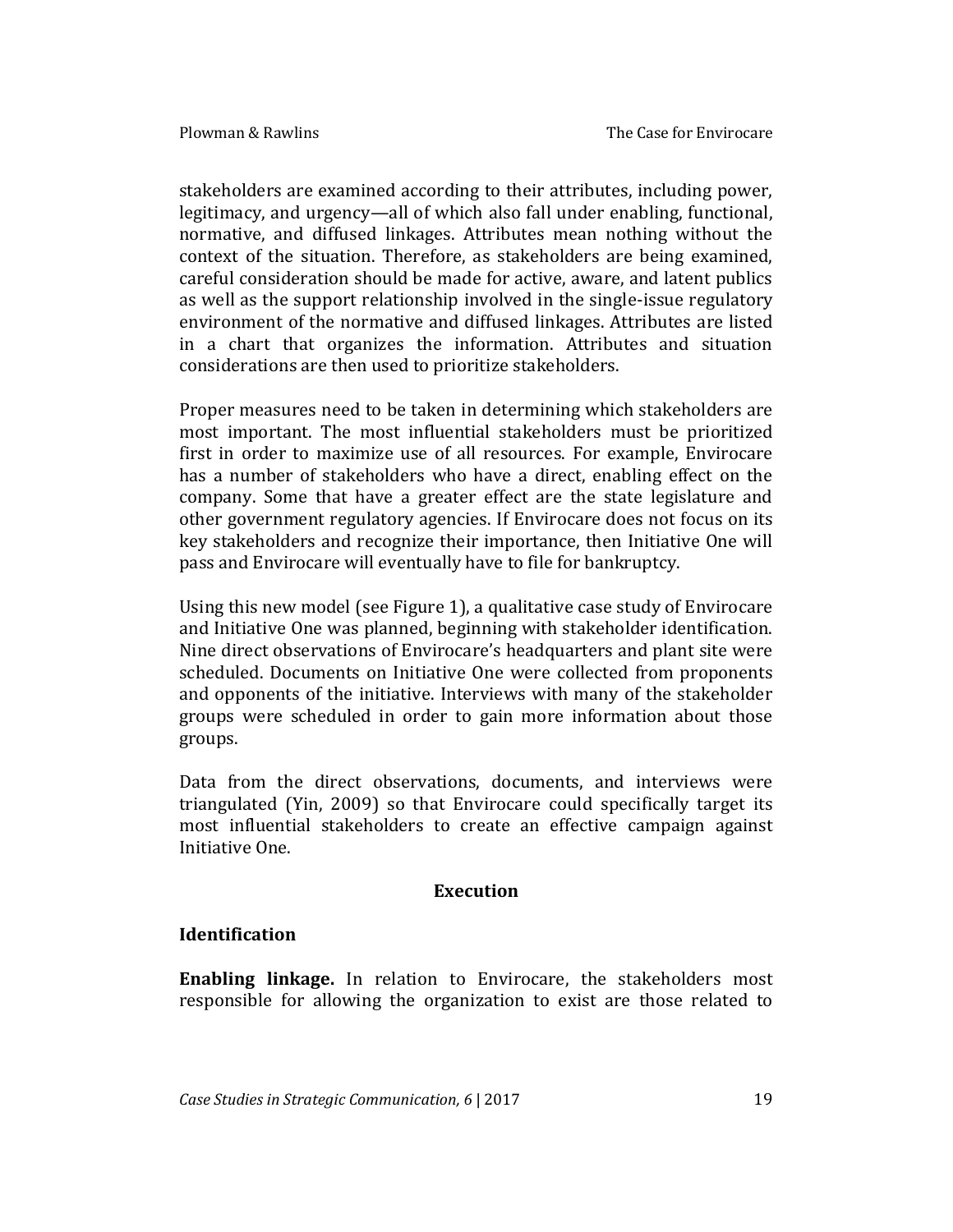stakeholders are examined according to their attributes, including power, legitimacy, and urgency—all of which also fall under enabling, functional, normative, and diffused linkages. Attributes mean nothing without the context of the situation. Therefore, as stakeholders are being examined, careful consideration should be made for active, aware, and latent publics as well as the support relationship involved in the single-issue regulatory environment of the normative and diffused linkages. Attributes are listed in a chart that organizes the information. Attributes and situation considerations are then used to prioritize stakeholders.

Proper measures need to be taken in determining which stakeholders are most important. The most influential stakeholders must be prioritized first in order to maximize use of all resources. For example, Envirocare has a number of stakeholders who have a direct, enabling effect on the company. Some that have a greater effect are the state legislature and other government regulatory agencies. If Envirocare does not focus on its key stakeholders and recognize their importance, then Initiative One will pass and Envirocare will eventually have to file for bankruptcy.

Using this new model (see Figure 1), a qualitative case study of Envirocare and Initiative One was planned, beginning with stakeholder identification. Nine direct observations of Envirocare's headquarters and plant site were scheduled. Documents on Initiative One were collected from proponents and opponents of the initiative. Interviews with many of the stakeholder groups were scheduled in order to gain more information about those groups.

Data from the direct observations, documents, and interviews were triangulated (Yin, 2009) so that Envirocare could specifically target its most influential stakeholders to create an effective campaign against Initiative One.

## Execution

### Identification

**Enabling linkage.** In relation to Envirocare, the stakeholders most responsible for allowing the organization to exist are those related to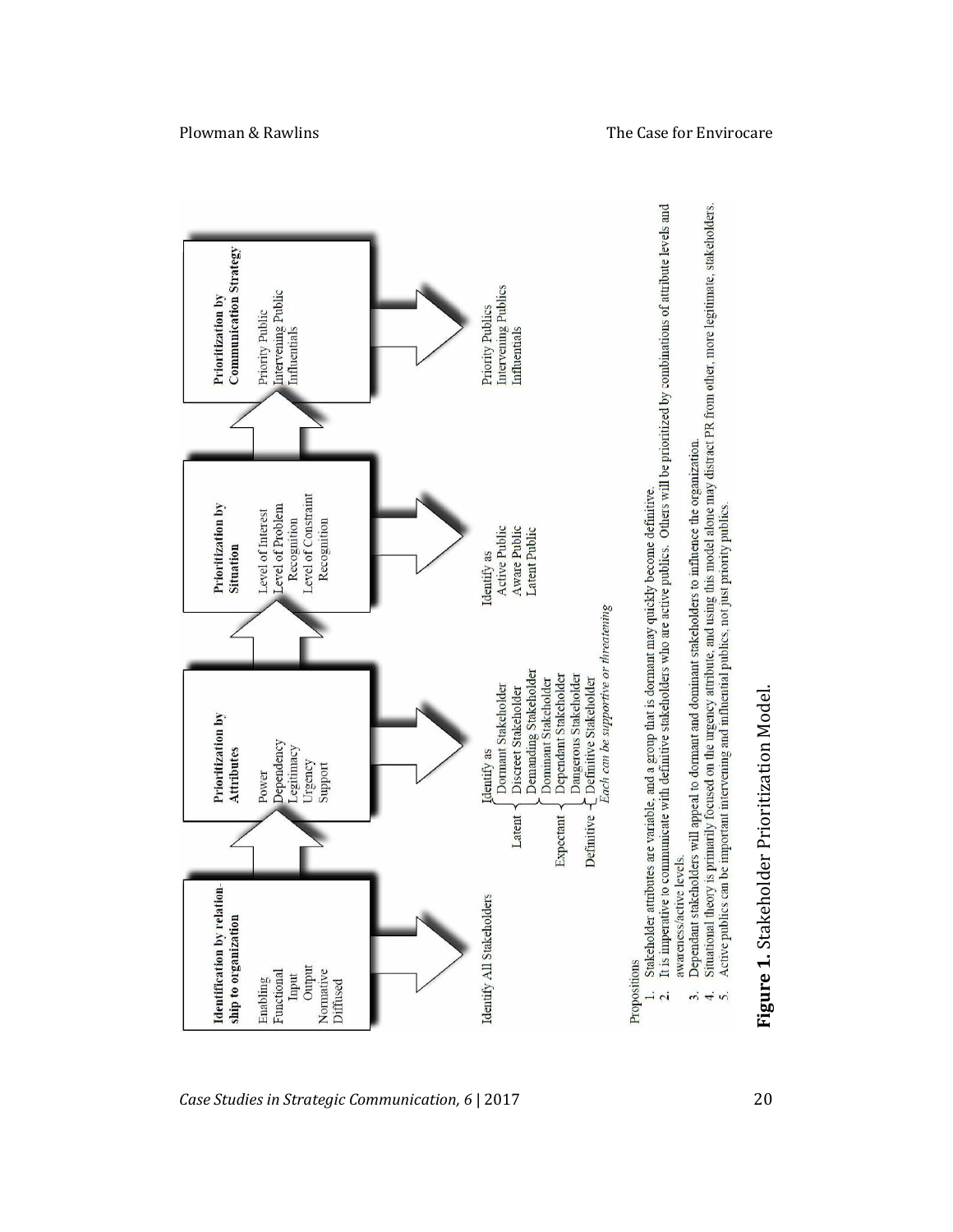**Identification by relationship to organization**

Enabling
Functional
 Input
 Output
Normative
Diffused

→ Identify All Stakeholders

**Prioritization by Attributes**

Power
Dependency
Legitimacy
Urgency
Support

→ Identify as
- Latent
  - Dormant Stakeholder
  - Discreet Stakeholder
  - Demanding Stakeholder
- Expectant
  - Dominant Stakeholder
  - Dependant Stakeholder
  - Dangerous Stakeholder
- Definitive
  - Definitive Stakeholder

*Each can be supportive or threatening*

**Prioritization by Situation**

Level of Interest
Level of Problem Recognition
Level of Constraint Recognition

→ Identify as
Active Public
Aware Public
Latent Public

**Prioritization by Communication Strategy**

Priority Public
Intervening Public
Influentials

→ Priority Publics
Intervening Publics
Influentials

Propositions

1. Stakeholder attributes are variable, and a group that is dormant may quickly become definitive.
2. It is imperative to communicate with definitive stakeholders who are active publics. Others will be prioritized by combinations of attribute levels and awareness/active levels.
3. Dependant stakeholders will appeal to dormant and dominant stakeholders to influence the organization.
4. Situational theory is primarily focused on the urgency attribute, and using this model alone may distract PR from other, more legitimate, stakeholders.
5. Active publics can be important intervening and influential publics, not just priority publics.

**Figure 1.** Stakeholder Prioritization Model.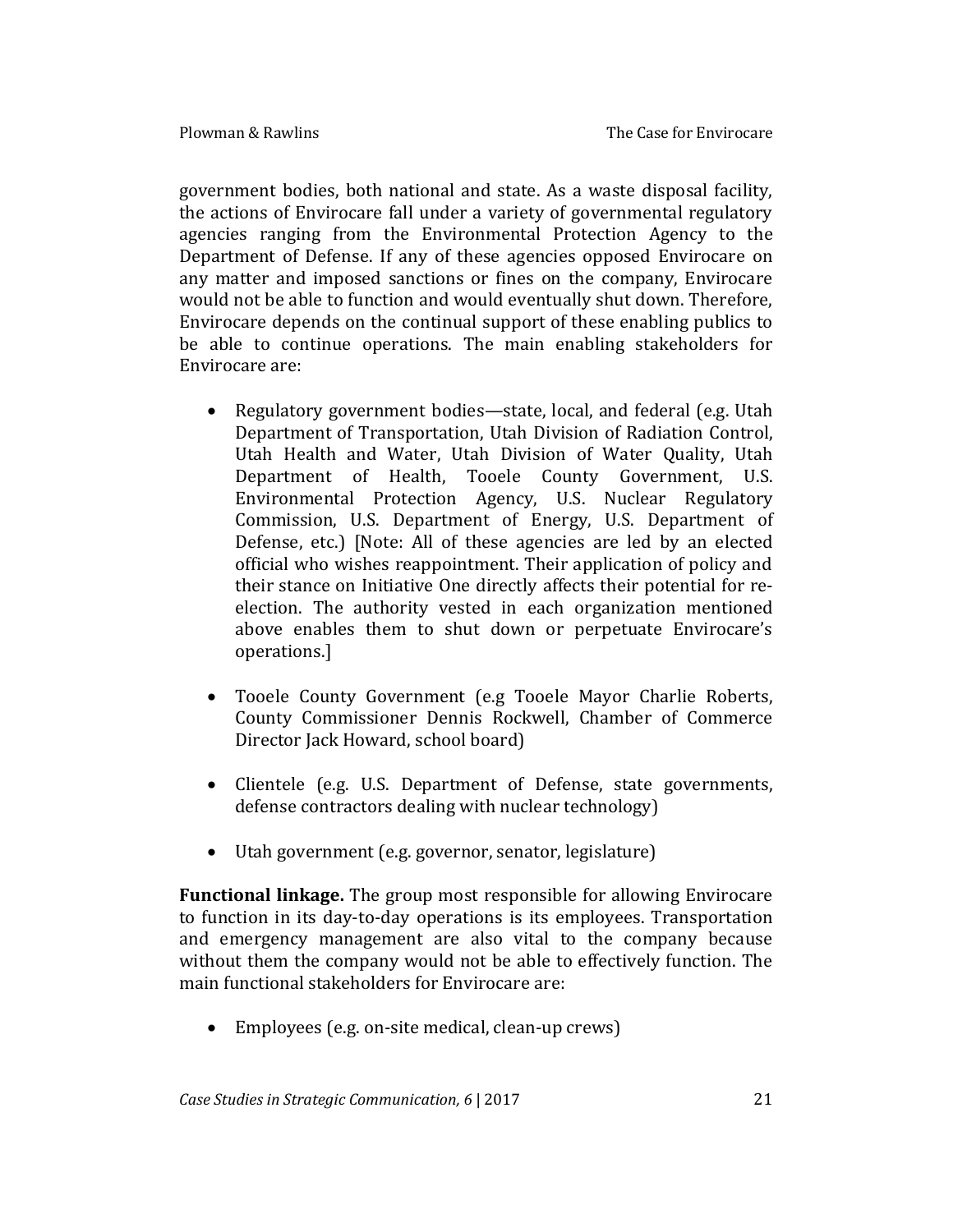government bodies, both national and state. As a waste disposal facility, the actions of Envirocare fall under a variety of governmental regulatory agencies ranging from the Environmental Protection Agency to the Department of Defense. If any of these agencies opposed Envirocare on any matter and imposed sanctions or fines on the company, Envirocare would not be able to function and would eventually shut down. Therefore, Envirocare depends on the continual support of these enabling publics to be able to continue operations. The main enabling stakeholders for Envirocare are:

- Regulatory government bodies—state, local, and federal (e.g. Utah Department of Transportation, Utah Division of Radiation Control, Utah Health and Water, Utah Division of Water Quality, Utah Department of Health, Tooele County Government, U.S. Environmental Protection Agency, U.S. Nuclear Regulatory Commission, U.S. Department of Energy, U.S. Department of Defense, etc.) [Note: All of these agencies are led by an elected official who wishes reappointment. Their application of policy and their stance on Initiative One directly affects their potential for re-election. The authority vested in each organization mentioned above enables them to shut down or perpetuate Envirocare's operations.]

- Tooele County Government (e.g Tooele Mayor Charlie Roberts, County Commissioner Dennis Rockwell, Chamber of Commerce Director Jack Howard, school board)

- Clientele (e.g. U.S. Department of Defense, state governments, defense contractors dealing with nuclear technology)

- Utah government (e.g. governor, senator, legislature)

**Functional linkage.** The group most responsible for allowing Envirocare to function in its day-to-day operations is its employees. Transportation and emergency management are also vital to the company because without them the company would not be able to effectively function. The main functional stakeholders for Envirocare are:

- Employees (e.g. on-site medical, clean-up crews)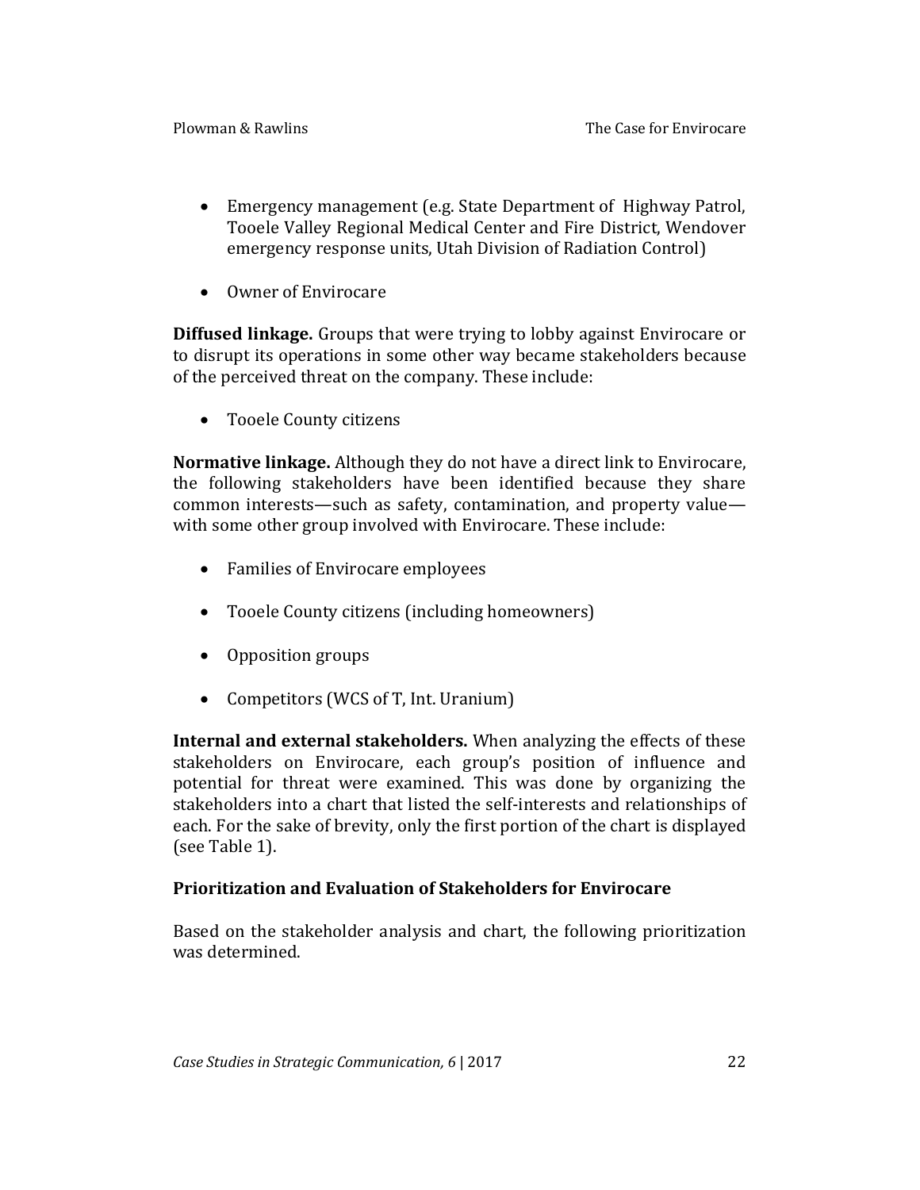- Emergency management (e.g. State Department of Highway Patrol, Tooele Valley Regional Medical Center and Fire District, Wendover emergency response units, Utah Division of Radiation Control)
- Owner of Envirocare

**Diffused linkage.** Groups that were trying to lobby against Envirocare or to disrupt its operations in some other way became stakeholders because of the perceived threat on the company. These include:

- Tooele County citizens

**Normative linkage.** Although they do not have a direct link to Envirocare, the following stakeholders have been identified because they share common interests—such as safety, contamination, and property value—with some other group involved with Envirocare. These include:

- Families of Envirocare employees
- Tooele County citizens (including homeowners)
- Opposition groups
- Competitors (WCS of T, Int. Uranium)

**Internal and external stakeholders.** When analyzing the effects of these stakeholders on Envirocare, each group's position of influence and potential for threat were examined. This was done by organizing the stakeholders into a chart that listed the self-interests and relationships of each. For the sake of brevity, only the first portion of the chart is displayed (see Table 1).

## Prioritization and Evaluation of Stakeholders for Envirocare

Based on the stakeholder analysis and chart, the following prioritization was determined.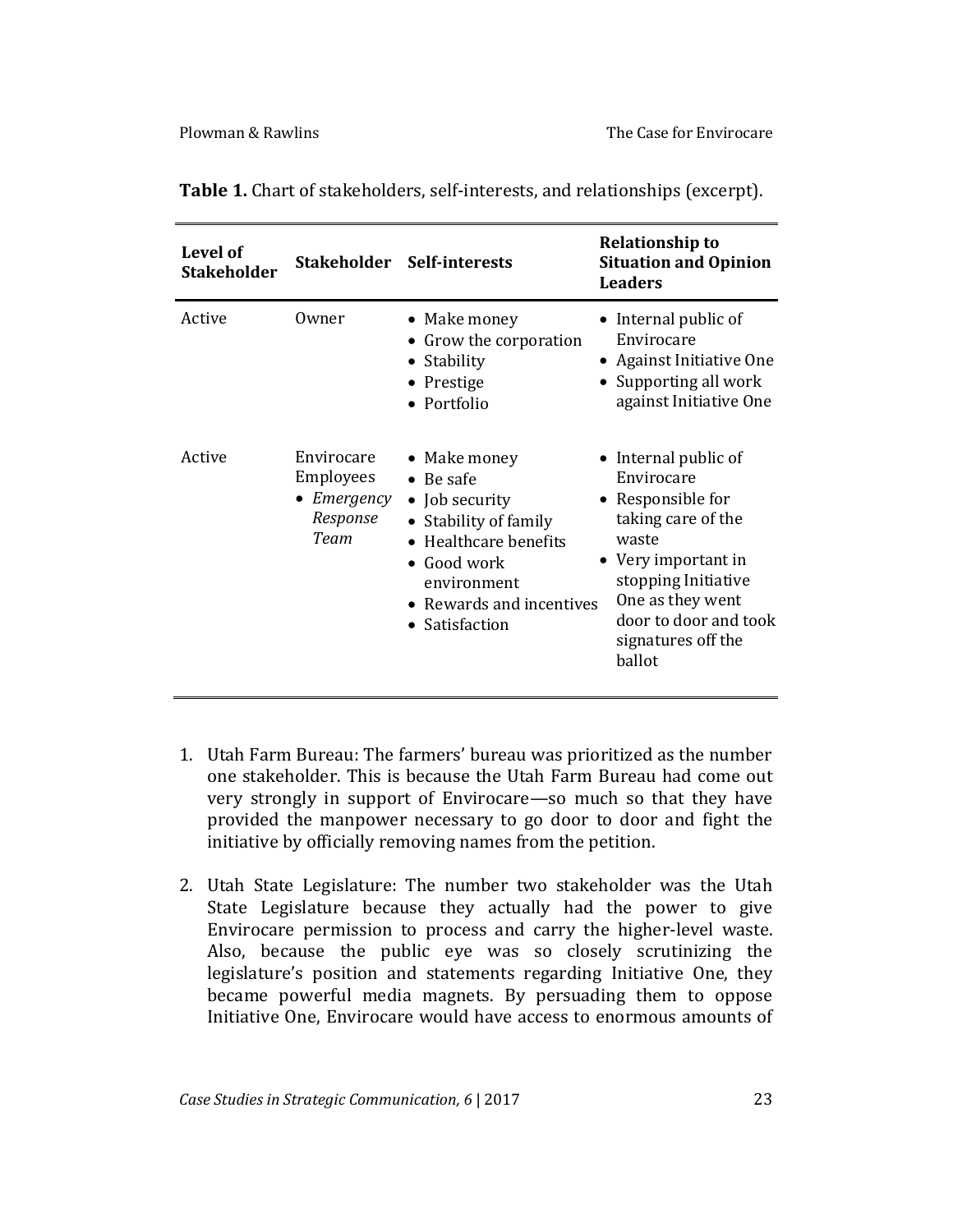**Table 1.** Chart of stakeholders, self-interests, and relationships (excerpt).

| Level of Stakeholder | Stakeholder | Self-interests | Relationship to Situation and Opinion Leaders |
|---|---|---|---|
| Active | Owner | • Make money<br>• Grow the corporation<br>• Stability<br>• Prestige<br>• Portfolio | • Internal public of Envirocare<br>• Against Initiative One<br>• Supporting all work against Initiative One |
| Active | Envirocare Employees<br>• *Emergency Response Team* | • Make money<br>• Be safe<br>• Job security<br>• Stability of family<br>• Healthcare benefits<br>• Good work environment<br>• Rewards and incentives<br>• Satisfaction | • Internal public of Envirocare<br>• Responsible for taking care of the waste<br>• Very important in stopping Initiative One as they went door to door and took signatures off the ballot |

1. Utah Farm Bureau: The farmers' bureau was prioritized as the number one stakeholder. This is because the Utah Farm Bureau had come out very strongly in support of Envirocare—so much so that they have provided the manpower necessary to go door to door and fight the initiative by officially removing names from the petition.

2. Utah State Legislature: The number two stakeholder was the Utah State Legislature because they actually had the power to give Envirocare permission to process and carry the higher-level waste. Also, because the public eye was so closely scrutinizing the legislature's position and statements regarding Initiative One, they became powerful media magnets. By persuading them to oppose Initiative One, Envirocare would have access to enormous amounts of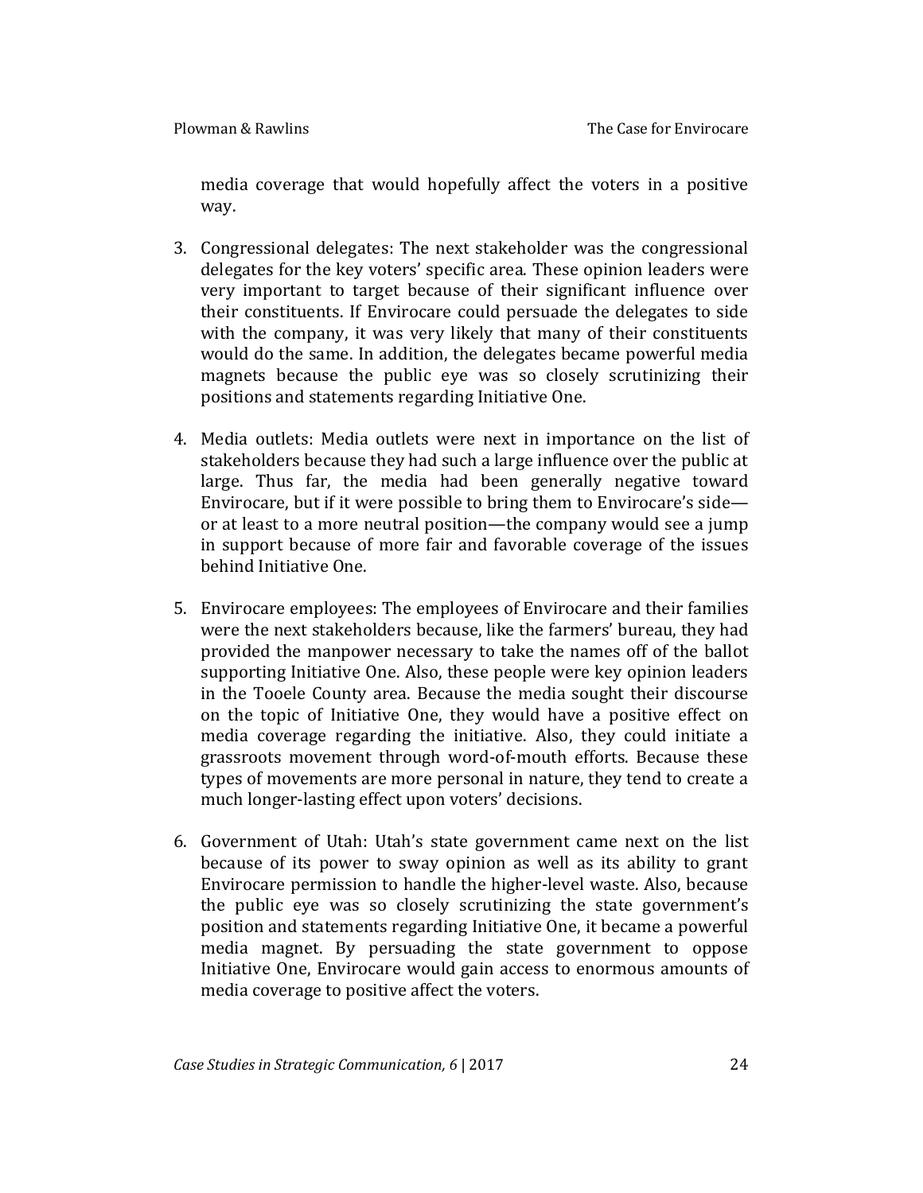media coverage that would hopefully affect the voters in a positive way.

3. Congressional delegates: The next stakeholder was the congressional delegates for the key voters' specific area. These opinion leaders were very important to target because of their significant influence over their constituents. If Envirocare could persuade the delegates to side with the company, it was very likely that many of their constituents would do the same. In addition, the delegates became powerful media magnets because the public eye was so closely scrutinizing their positions and statements regarding Initiative One.

4. Media outlets: Media outlets were next in importance on the list of stakeholders because they had such a large influence over the public at large. Thus far, the media had been generally negative toward Envirocare, but if it were possible to bring them to Envirocare's side—or at least to a more neutral position—the company would see a jump in support because of more fair and favorable coverage of the issues behind Initiative One.

5. Envirocare employees: The employees of Envirocare and their families were the next stakeholders because, like the farmers' bureau, they had provided the manpower necessary to take the names off of the ballot supporting Initiative One. Also, these people were key opinion leaders in the Tooele County area. Because the media sought their discourse on the topic of Initiative One, they would have a positive effect on media coverage regarding the initiative. Also, they could initiate a grassroots movement through word-of-mouth efforts. Because these types of movements are more personal in nature, they tend to create a much longer-lasting effect upon voters' decisions.

6. Government of Utah: Utah's state government came next on the list because of its power to sway opinion as well as its ability to grant Envirocare permission to handle the higher-level waste. Also, because the public eye was so closely scrutinizing the state government's position and statements regarding Initiative One, it became a powerful media magnet. By persuading the state government to oppose Initiative One, Envirocare would gain access to enormous amounts of media coverage to positive affect the voters.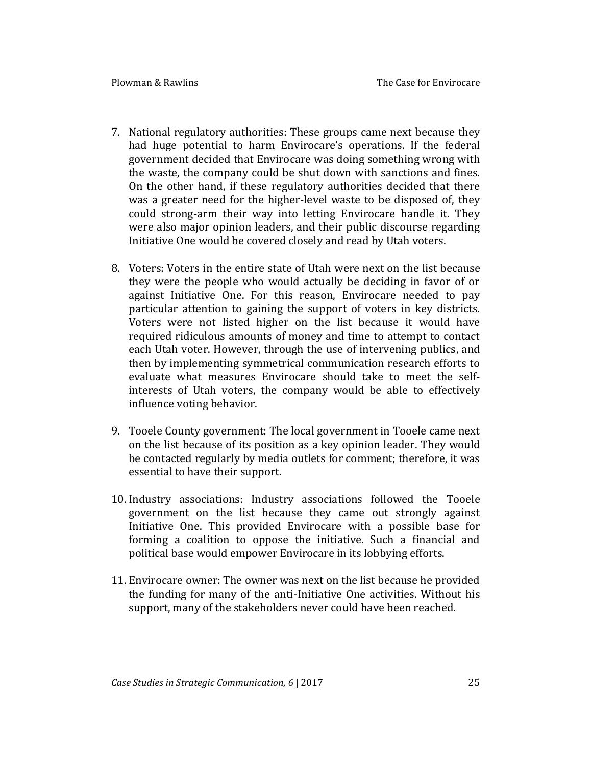7. National regulatory authorities: These groups came next because they had huge potential to harm Envirocare's operations. If the federal government decided that Envirocare was doing something wrong with the waste, the company could be shut down with sanctions and fines. On the other hand, if these regulatory authorities decided that there was a greater need for the higher-level waste to be disposed of, they could strong-arm their way into letting Envirocare handle it. They were also major opinion leaders, and their public discourse regarding Initiative One would be covered closely and read by Utah voters.

8. Voters: Voters in the entire state of Utah were next on the list because they were the people who would actually be deciding in favor of or against Initiative One. For this reason, Envirocare needed to pay particular attention to gaining the support of voters in key districts. Voters were not listed higher on the list because it would have required ridiculous amounts of money and time to attempt to contact each Utah voter. However, through the use of intervening publics, and then by implementing symmetrical communication research efforts to evaluate what measures Envirocare should take to meet the self-interests of Utah voters, the company would be able to effectively influence voting behavior.

9. Tooele County government: The local government in Tooele came next on the list because of its position as a key opinion leader. They would be contacted regularly by media outlets for comment; therefore, it was essential to have their support.

10. Industry associations: Industry associations followed the Tooele government on the list because they came out strongly against Initiative One. This provided Envirocare with a possible base for forming a coalition to oppose the initiative. Such a financial and political base would empower Envirocare in its lobbying efforts.

11. Envirocare owner: The owner was next on the list because he provided the funding for many of the anti-Initiative One activities. Without his support, many of the stakeholders never could have been reached.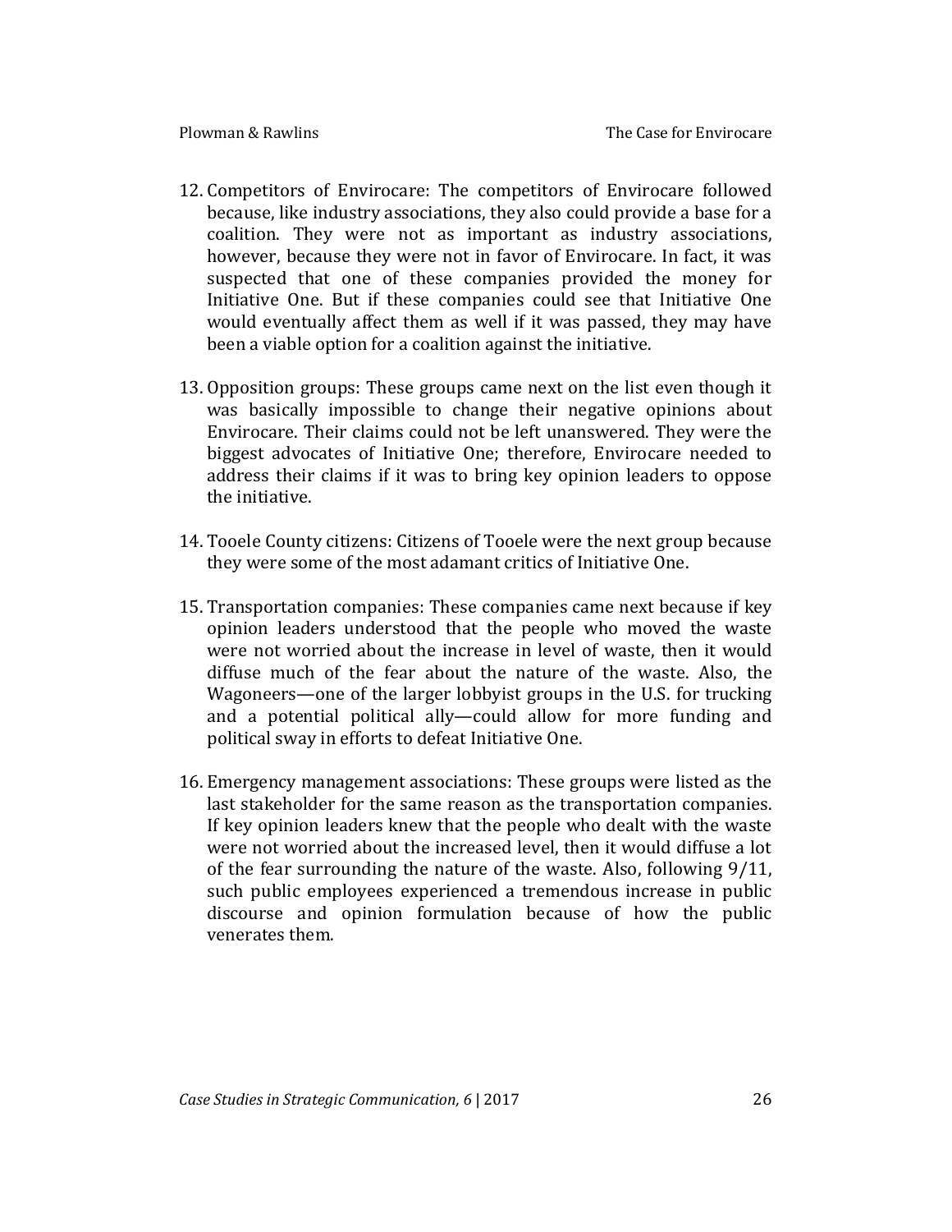12. Competitors of Envirocare: The competitors of Envirocare followed because, like industry associations, they also could provide a base for a coalition. They were not as important as industry associations, however, because they were not in favor of Envirocare. In fact, it was suspected that one of these companies provided the money for Initiative One. But if these companies could see that Initiative One would eventually affect them as well if it was passed, they may have been a viable option for a coalition against the initiative.

13. Opposition groups: These groups came next on the list even though it was basically impossible to change their negative opinions about Envirocare. Their claims could not be left unanswered. They were the biggest advocates of Initiative One; therefore, Envirocare needed to address their claims if it was to bring key opinion leaders to oppose the initiative.

14. Tooele County citizens: Citizens of Tooele were the next group because they were some of the most adamant critics of Initiative One.

15. Transportation companies: These companies came next because if key opinion leaders understood that the people who moved the waste were not worried about the increase in level of waste, then it would diffuse much of the fear about the nature of the waste. Also, the Wagoneers—one of the larger lobbyist groups in the U.S. for trucking and a potential political ally—could allow for more funding and political sway in efforts to defeat Initiative One.

16. Emergency management associations: These groups were listed as the last stakeholder for the same reason as the transportation companies. If key opinion leaders knew that the people who dealt with the waste were not worried about the increased level, then it would diffuse a lot of the fear surrounding the nature of the waste. Also, following 9/11, such public employees experienced a tremendous increase in public discourse and opinion formulation because of how the public venerates them.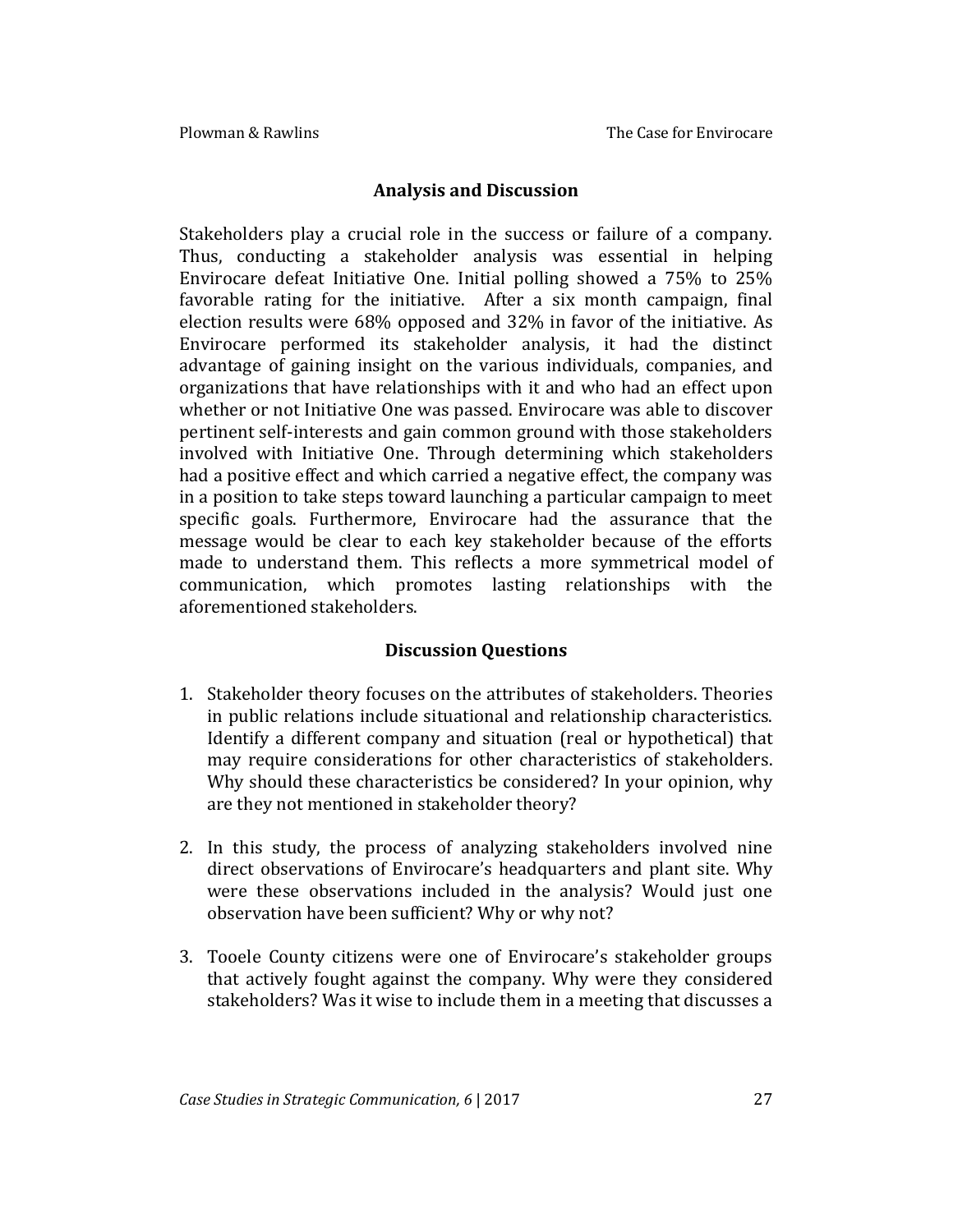## Analysis and Discussion

Stakeholders play a crucial role in the success or failure of a company. Thus, conducting a stakeholder analysis was essential in helping Envirocare defeat Initiative One. Initial polling showed a 75% to 25% favorable rating for the initiative. After a six month campaign, final election results were 68% opposed and 32% in favor of the initiative. As Envirocare performed its stakeholder analysis, it had the distinct advantage of gaining insight on the various individuals, companies, and organizations that have relationships with it and who had an effect upon whether or not Initiative One was passed. Envirocare was able to discover pertinent self-interests and gain common ground with those stakeholders involved with Initiative One. Through determining which stakeholders had a positive effect and which carried a negative effect, the company was in a position to take steps toward launching a particular campaign to meet specific goals. Furthermore, Envirocare had the assurance that the message would be clear to each key stakeholder because of the efforts made to understand them. This reflects a more symmetrical model of communication, which promotes lasting relationships with the aforementioned stakeholders.

## Discussion Questions

1. Stakeholder theory focuses on the attributes of stakeholders. Theories in public relations include situational and relationship characteristics. Identify a different company and situation (real or hypothetical) that may require considerations for other characteristics of stakeholders. Why should these characteristics be considered? In your opinion, why are they not mentioned in stakeholder theory?

2. In this study, the process of analyzing stakeholders involved nine direct observations of Envirocare's headquarters and plant site. Why were these observations included in the analysis? Would just one observation have been sufficient? Why or why not?

3. Tooele County citizens were one of Envirocare's stakeholder groups that actively fought against the company. Why were they considered stakeholders? Was it wise to include them in a meeting that discusses a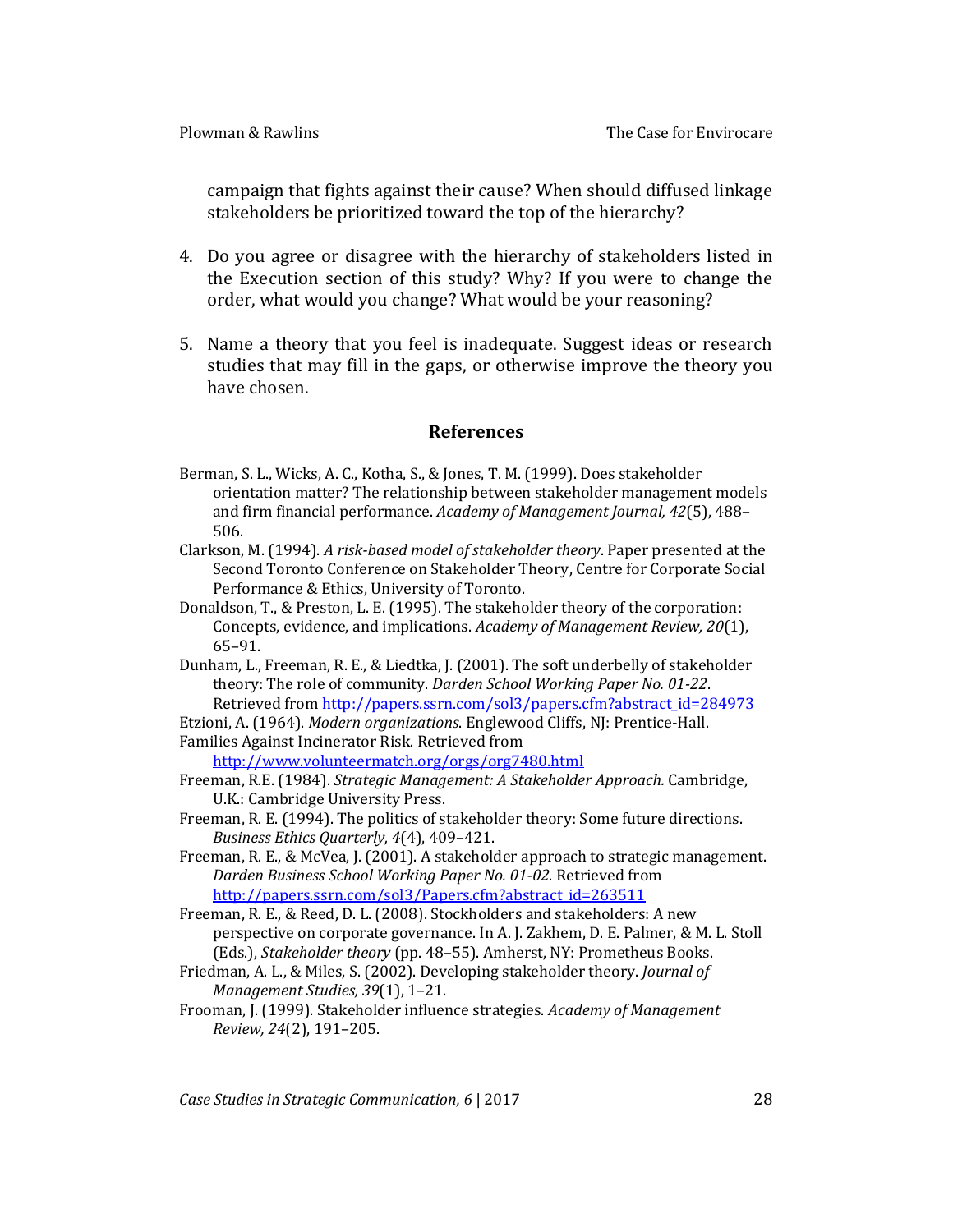campaign that fights against their cause? When should diffused linkage stakeholders be prioritized toward the top of the hierarchy?

4. Do you agree or disagree with the hierarchy of stakeholders listed in the Execution section of this study? Why? If you were to change the order, what would you change? What would be your reasoning?

5. Name a theory that you feel is inadequate. Suggest ideas or research studies that may fill in the gaps, or otherwise improve the theory you have chosen.

## References

Berman, S. L., Wicks, A. C., Kotha, S., & Jones, T. M. (1999). Does stakeholder orientation matter? The relationship between stakeholder management models and firm financial performance. *Academy of Management Journal, 42*(5), 488–506.

Clarkson, M. (1994). *A risk-based model of stakeholder theory*. Paper presented at the Second Toronto Conference on Stakeholder Theory, Centre for Corporate Social Performance & Ethics, University of Toronto.

Donaldson, T., & Preston, L. E. (1995). The stakeholder theory of the corporation: Concepts, evidence, and implications. *Academy of Management Review, 20*(1), 65–91.

Dunham, L., Freeman, R. E., & Liedtka, J. (2001). The soft underbelly of stakeholder theory: The role of community. *Darden School Working Paper No. 01-22*. Retrieved from http://papers.ssrn.com/sol3/papers.cfm?abstract_id=284973

Etzioni, A. (1964). *Modern organizations.* Englewood Cliffs, NJ: Prentice-Hall.

Families Against Incinerator Risk. Retrieved from http://www.volunteermatch.org/orgs/org7480.html

Freeman, R.E. (1984). *Strategic Management: A Stakeholder Approach.* Cambridge, U.K.: Cambridge University Press.

Freeman, R. E. (1994). The politics of stakeholder theory: Some future directions. *Business Ethics Quarterly, 4*(4), 409–421.

Freeman, R. E., & McVea, J. (2001). A stakeholder approach to strategic management. *Darden Business School Working Paper No. 01-02*. Retrieved from http://papers.ssrn.com/sol3/Papers.cfm?abstract_id=263511

Freeman, R. E., & Reed, D. L. (2008). Stockholders and stakeholders: A new perspective on corporate governance. In A. J. Zakhem, D. E. Palmer, & M. L. Stoll (Eds.), *Stakeholder theory* (pp. 48–55). Amherst, NY: Prometheus Books.

Friedman, A. L., & Miles, S. (2002). Developing stakeholder theory. *Journal of Management Studies, 39*(1), 1–21.

Frooman, J. (1999). Stakeholder influence strategies. *Academy of Management Review, 24*(2), 191–205.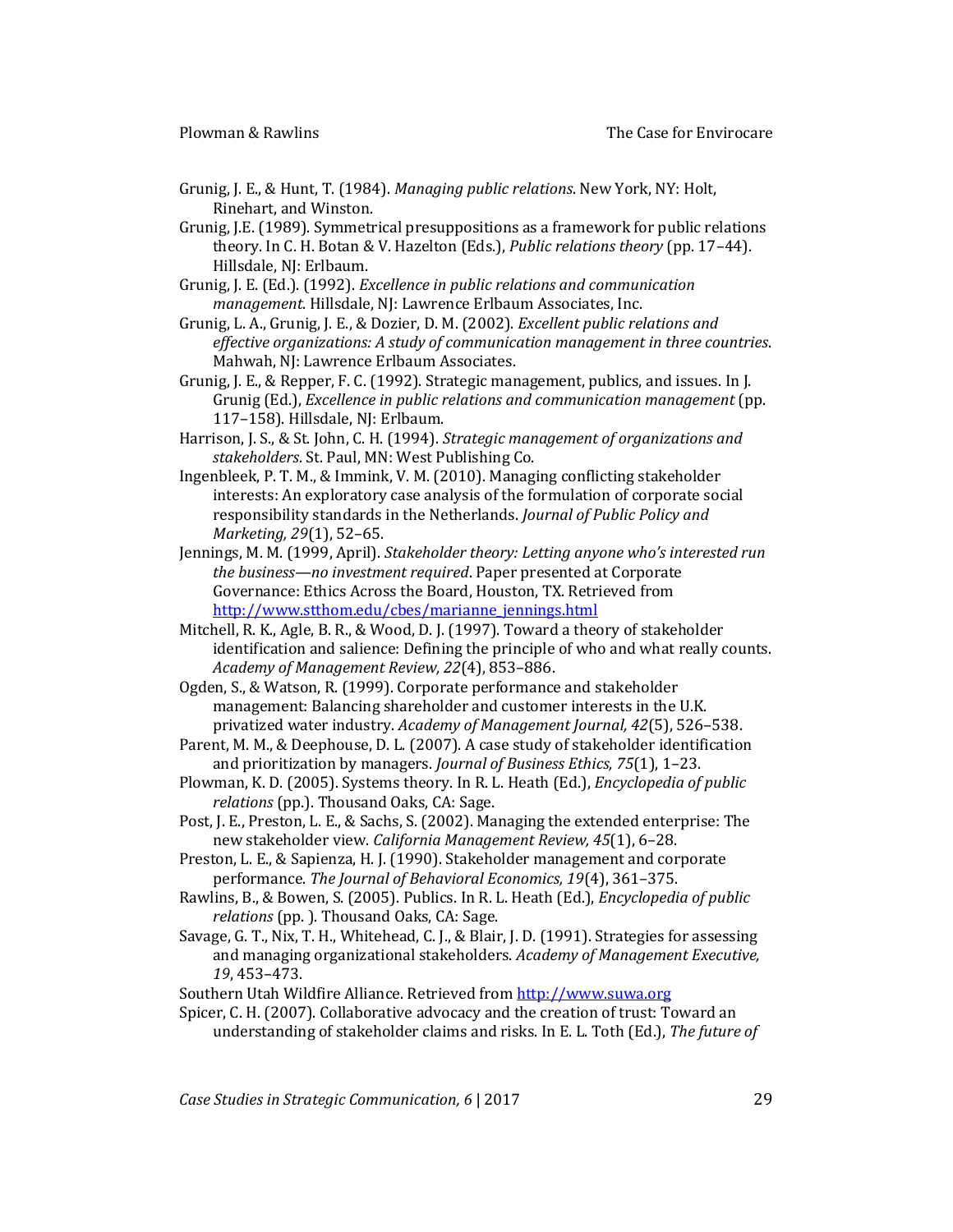Grunig, J. E., & Hunt, T. (1984). *Managing public relations*. New York, NY: Holt, Rinehart, and Winston.

Grunig, J.E. (1989). Symmetrical presuppositions as a framework for public relations theory. In C. H. Botan & V. Hazelton (Eds.), *Public relations theory* (pp. 17–44). Hillsdale, NJ: Erlbaum.

Grunig, J. E. (Ed.). (1992). *Excellence in public relations and communication management*. Hillsdale, NJ: Lawrence Erlbaum Associates, Inc.

Grunig, L. A., Grunig, J. E., & Dozier, D. M. (2002). *Excellent public relations and effective organizations: A study of communication management in three countries*. Mahwah, NJ: Lawrence Erlbaum Associates.

Grunig, J. E., & Repper, F. C. (1992). Strategic management, publics, and issues. In J. Grunig (Ed.), *Excellence in public relations and communication management* (pp. 117–158). Hillsdale, NJ: Erlbaum.

Harrison, J. S., & St. John, C. H. (1994). *Strategic management of organizations and stakeholders*. St. Paul, MN: West Publishing Co.

Ingenbleek, P. T. M., & Immink, V. M. (2010). Managing conflicting stakeholder interests: An exploratory case analysis of the formulation of corporate social responsibility standards in the Netherlands. *Journal of Public Policy and Marketing, 29*(1), 52–65.

Jennings, M. M. (1999, April). *Stakeholder theory: Letting anyone who's interested run the business—no investment required*. Paper presented at Corporate Governance: Ethics Across the Board, Houston, TX. Retrieved from http://www.stthom.edu/cbes/marianne_jennings.html

Mitchell, R. K., Agle, B. R., & Wood, D. J. (1997). Toward a theory of stakeholder identification and salience: Defining the principle of who and what really counts. *Academy of Management Review, 22*(4), 853–886.

Ogden, S., & Watson, R. (1999). Corporate performance and stakeholder management: Balancing shareholder and customer interests in the U.K. privatized water industry. *Academy of Management Journal, 42*(5), 526–538.

Parent, M. M., & Deephouse, D. L. (2007). A case study of stakeholder identification and prioritization by managers. *Journal of Business Ethics, 75*(1), 1–23.

Plowman, K. D. (2005). Systems theory. In R. L. Heath (Ed.), *Encyclopedia of public relations* (pp.). Thousand Oaks, CA: Sage.

Post, J. E., Preston, L. E., & Sachs, S. (2002). Managing the extended enterprise: The new stakeholder view. *California Management Review, 45*(1), 6–28.

Preston, L. E., & Sapienza, H. J. (1990). Stakeholder management and corporate performance. *The Journal of Behavioral Economics, 19*(4), 361–375.

Rawlins, B., & Bowen, S. (2005). Publics. In R. L. Heath (Ed.), *Encyclopedia of public relations* (pp. ). Thousand Oaks, CA: Sage.

Savage, G. T., Nix, T. H., Whitehead, C. J., & Blair, J. D. (1991). Strategies for assessing and managing organizational stakeholders. *Academy of Management Executive, 19*, 453–473.

Southern Utah Wildfire Alliance. Retrieved from http://www.suwa.org

Spicer, C. H. (2007). Collaborative advocacy and the creation of trust: Toward an understanding of stakeholder claims and risks. In E. L. Toth (Ed.), *The future of*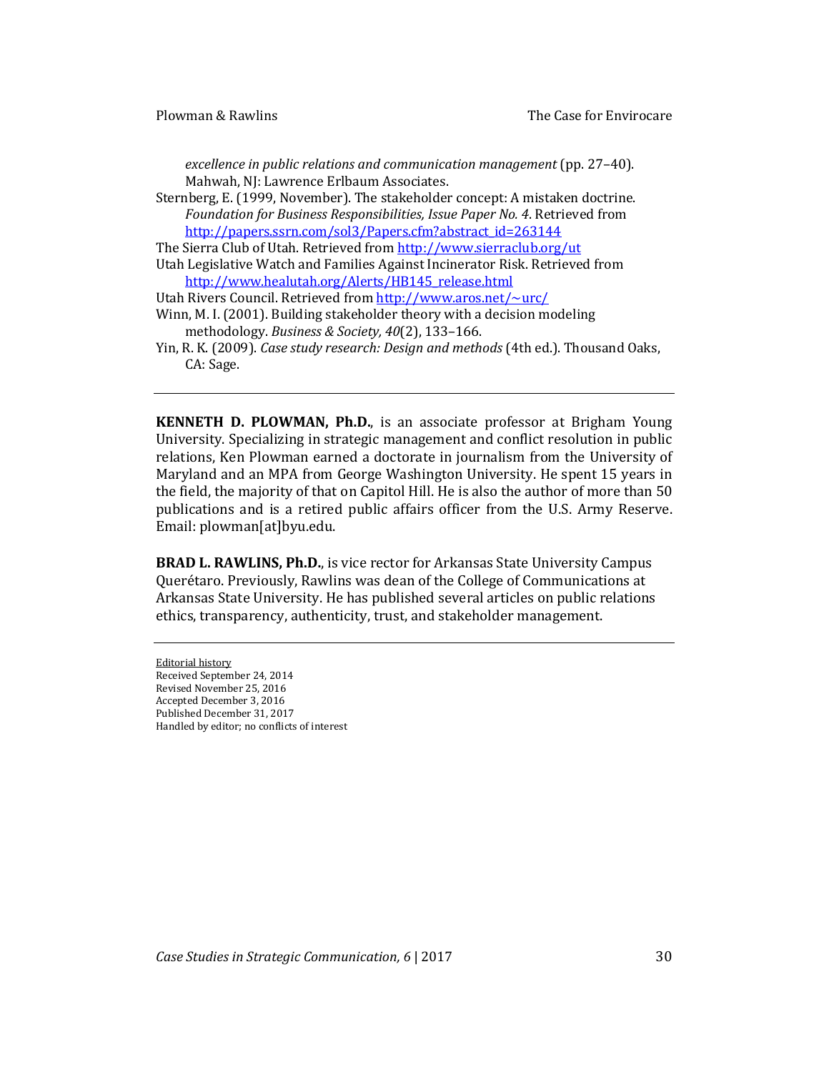*excellence in public relations and communication management* (pp. 27–40). Mahwah, NJ: Lawrence Erlbaum Associates.

Sternberg, E. (1999, November). The stakeholder concept: A mistaken doctrine. *Foundation for Business Responsibilities, Issue Paper No. 4*. Retrieved from http://papers.ssrn.com/sol3/Papers.cfm?abstract_id=263144

The Sierra Club of Utah. Retrieved from http://www.sierraclub.org/ut

Utah Legislative Watch and Families Against Incinerator Risk. Retrieved from http://www.healutah.org/Alerts/HB145_release.html

Utah Rivers Council. Retrieved from http://www.aros.net/~urc/

Winn, M. I. (2001). Building stakeholder theory with a decision modeling methodology. *Business & Society, 40*(2), 133–166.

Yin, R. K. (2009). *Case study research: Design and methods* (4th ed.). Thousand Oaks, CA: Sage.

---

**KENNETH D. PLOWMAN, Ph.D.**, is an associate professor at Brigham Young University. Specializing in strategic management and conflict resolution in public relations, Ken Plowman earned a doctorate in journalism from the University of Maryland and an MPA from George Washington University. He spent 15 years in the field, the majority of that on Capitol Hill. He is also the author of more than 50 publications and is a retired public affairs officer from the U.S. Army Reserve. Email: plowman[at]byu.edu.

**BRAD L. RAWLINS, Ph.D.**, is vice rector for Arkansas State University Campus Querétaro. Previously, Rawlins was dean of the College of Communications at Arkansas State University. He has published several articles on public relations ethics, transparency, authenticity, trust, and stakeholder management.

---

Editorial history
Received September 24, 2014
Revised November 25, 2016
Accepted December 3, 2016
Published December 31, 2017
Handled by editor; no conflicts of interest